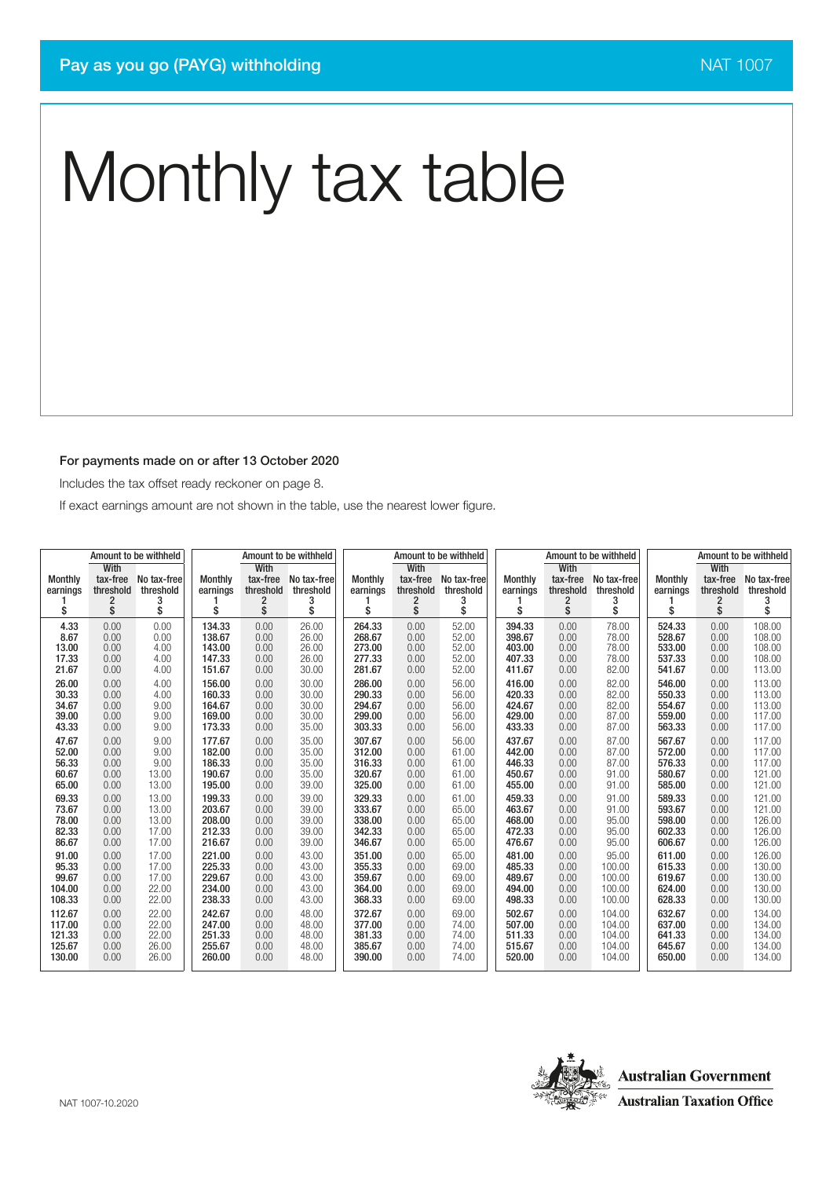Pay as you go (PAYG) withholding

NAT 1007

# Monthly tax table

**For payments made on or after 13 October 2020**

Includes the tax offset ready reckoner on page 8.

If exact earnings amount are not shown in the table, use the nearest lower figure.

| Monthly earnings 1 $ | With tax-free threshold 2 $ | No tax-free threshold 3 $ | Monthly earnings 1 $ | With tax-free threshold 2 $ | No tax-free threshold 3 $ | Monthly earnings 1 $ | With tax-free threshold 2 $ | No tax-free threshold 3 $ | Monthly earnings 1 $ | With tax-free threshold 2 $ | No tax-free threshold 3 $ | Monthly earnings 1 $ | With tax-free threshold 2 $ | No tax-free threshold 3 $ |
|---|---|---|---|---|---|---|---|---|---|---|---|---|---|---|
| 4.33 | 0.00 | 0.00 | 134.33 | 0.00 | 26.00 | 264.33 | 0.00 | 52.00 | 394.33 | 0.00 | 78.00 | 524.33 | 0.00 | 108.00 |
| 8.67 | 0.00 | 0.00 | 138.67 | 0.00 | 26.00 | 268.67 | 0.00 | 52.00 | 398.67 | 0.00 | 78.00 | 528.67 | 0.00 | 108.00 |
| 13.00 | 0.00 | 4.00 | 143.00 | 0.00 | 26.00 | 273.00 | 0.00 | 52.00 | 403.00 | 0.00 | 78.00 | 533.00 | 0.00 | 108.00 |
| 17.33 | 0.00 | 4.00 | 147.33 | 0.00 | 26.00 | 277.33 | 0.00 | 52.00 | 407.33 | 0.00 | 78.00 | 537.33 | 0.00 | 108.00 |
| 21.67 | 0.00 | 4.00 | 151.67 | 0.00 | 30.00 | 281.67 | 0.00 | 52.00 | 411.67 | 0.00 | 82.00 | 541.67 | 0.00 | 113.00 |
| 26.00 | 0.00 | 4.00 | 156.00 | 0.00 | 30.00 | 286.00 | 0.00 | 56.00 | 416.00 | 0.00 | 82.00 | 546.00 | 0.00 | 113.00 |
| 30.33 | 0.00 | 4.00 | 160.33 | 0.00 | 30.00 | 290.33 | 0.00 | 56.00 | 420.33 | 0.00 | 82.00 | 550.33 | 0.00 | 113.00 |
| 34.67 | 0.00 | 9.00 | 164.67 | 0.00 | 30.00 | 294.67 | 0.00 | 56.00 | 424.67 | 0.00 | 82.00 | 554.67 | 0.00 | 113.00 |
| 39.00 | 0.00 | 9.00 | 169.00 | 0.00 | 30.00 | 299.00 | 0.00 | 56.00 | 429.00 | 0.00 | 87.00 | 559.00 | 0.00 | 117.00 |
| 43.33 | 0.00 | 9.00 | 173.33 | 0.00 | 35.00 | 303.33 | 0.00 | 56.00 | 433.33 | 0.00 | 87.00 | 563.33 | 0.00 | 117.00 |
| 47.67 | 0.00 | 9.00 | 177.67 | 0.00 | 35.00 | 307.67 | 0.00 | 56.00 | 437.67 | 0.00 | 87.00 | 567.67 | 0.00 | 117.00 |
| 52.00 | 0.00 | 9.00 | 182.00 | 0.00 | 35.00 | 312.00 | 0.00 | 61.00 | 442.00 | 0.00 | 87.00 | 572.00 | 0.00 | 117.00 |
| 56.33 | 0.00 | 9.00 | 186.33 | 0.00 | 35.00 | 316.33 | 0.00 | 61.00 | 446.33 | 0.00 | 87.00 | 576.33 | 0.00 | 117.00 |
| 60.67 | 0.00 | 13.00 | 190.67 | 0.00 | 35.00 | 320.67 | 0.00 | 61.00 | 450.67 | 0.00 | 91.00 | 580.67 | 0.00 | 121.00 |
| 65.00 | 0.00 | 13.00 | 195.00 | 0.00 | 39.00 | 325.00 | 0.00 | 61.00 | 455.00 | 0.00 | 91.00 | 585.00 | 0.00 | 121.00 |
| 69.33 | 0.00 | 13.00 | 199.33 | 0.00 | 39.00 | 329.33 | 0.00 | 61.00 | 459.33 | 0.00 | 91.00 | 589.33 | 0.00 | 121.00 |
| 73.67 | 0.00 | 13.00 | 203.67 | 0.00 | 39.00 | 333.67 | 0.00 | 65.00 | 463.67 | 0.00 | 91.00 | 593.67 | 0.00 | 121.00 |
| 78.00 | 0.00 | 13.00 | 208.00 | 0.00 | 39.00 | 338.00 | 0.00 | 65.00 | 468.00 | 0.00 | 95.00 | 598.00 | 0.00 | 126.00 |
| 82.33 | 0.00 | 17.00 | 212.33 | 0.00 | 39.00 | 342.33 | 0.00 | 65.00 | 472.33 | 0.00 | 95.00 | 602.33 | 0.00 | 126.00 |
| 86.67 | 0.00 | 17.00 | 216.67 | 0.00 | 39.00 | 346.67 | 0.00 | 65.00 | 476.67 | 0.00 | 95.00 | 606.67 | 0.00 | 126.00 |
| 91.00 | 0.00 | 17.00 | 221.00 | 0.00 | 43.00 | 351.00 | 0.00 | 65.00 | 481.00 | 0.00 | 95.00 | 611.00 | 0.00 | 126.00 |
| 95.33 | 0.00 | 17.00 | 225.33 | 0.00 | 43.00 | 355.33 | 0.00 | 69.00 | 485.33 | 0.00 | 100.00 | 615.33 | 0.00 | 130.00 |
| 99.67 | 0.00 | 17.00 | 229.67 | 0.00 | 43.00 | 359.67 | 0.00 | 69.00 | 489.67 | 0.00 | 100.00 | 619.67 | 0.00 | 130.00 |
| 104.00 | 0.00 | 22.00 | 234.00 | 0.00 | 43.00 | 364.00 | 0.00 | 69.00 | 494.00 | 0.00 | 100.00 | 624.00 | 0.00 | 130.00 |
| 108.33 | 0.00 | 22.00 | 238.33 | 0.00 | 43.00 | 368.33 | 0.00 | 69.00 | 498.33 | 0.00 | 100.00 | 628.33 | 0.00 | 130.00 |
| 112.67 | 0.00 | 22.00 | 242.67 | 0.00 | 48.00 | 372.67 | 0.00 | 69.00 | 502.67 | 0.00 | 104.00 | 632.67 | 0.00 | 134.00 |
| 117.00 | 0.00 | 22.00 | 247.00 | 0.00 | 48.00 | 377.00 | 0.00 | 74.00 | 507.00 | 0.00 | 104.00 | 637.00 | 0.00 | 134.00 |
| 121.33 | 0.00 | 22.00 | 251.33 | 0.00 | 48.00 | 381.33 | 0.00 | 74.00 | 511.33 | 0.00 | 104.00 | 641.33 | 0.00 | 134.00 |
| 125.67 | 0.00 | 26.00 | 255.67 | 0.00 | 48.00 | 385.67 | 0.00 | 74.00 | 515.67 | 0.00 | 104.00 | 645.67 | 0.00 | 134.00 |
| 130.00 | 0.00 | 26.00 | 260.00 | 0.00 | 48.00 | 390.00 | 0.00 | 74.00 | 520.00 | 0.00 | 104.00 | 650.00 | 0.00 | 134.00 |

Amount to be withheld: columns 2 and 3.

NAT 1007-10.2020

Australian Government
Australian Taxation Office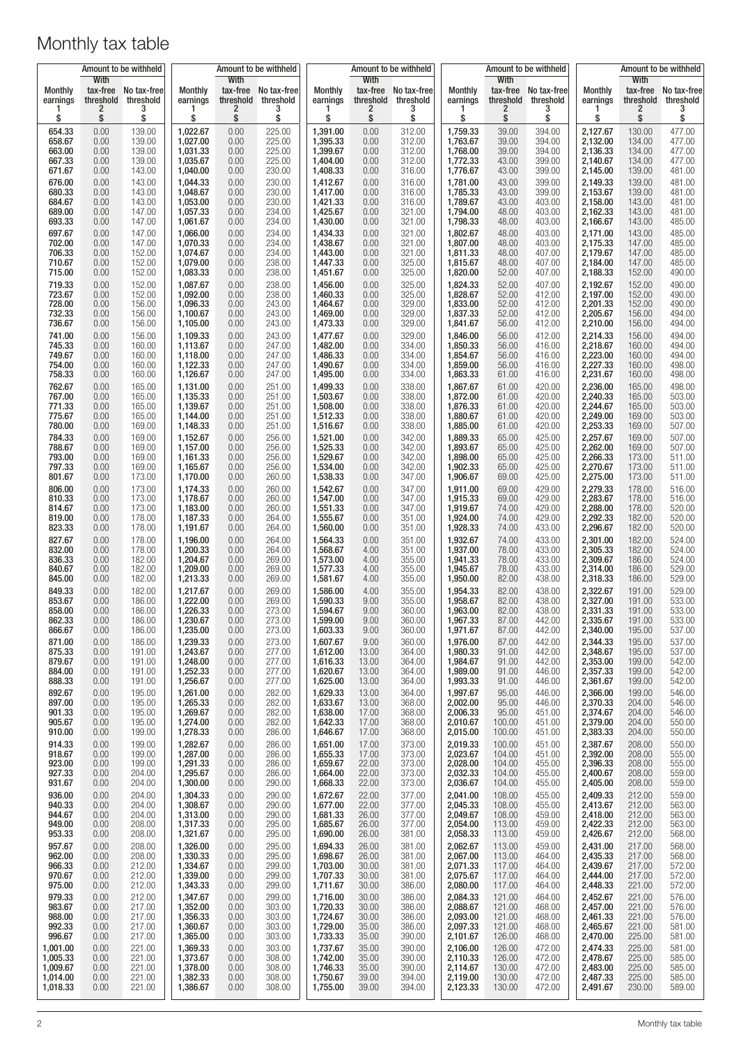# Monthly tax table

| Monthly earnings | Amount to be withheld With tax-free threshold | Amount to be withheld No tax-free threshold |
|---|---|---|
| 1 | 2 | 3 |
| $ | $ | $ |
| 654.33 | 0.00 | 139.00 |
| 658.67 | 0.00 | 139.00 |
| 663.00 | 0.00 | 139.00 |
| 667.33 | 0.00 | 139.00 |
| 671.67 | 0.00 | 143.00 |
| 676.00 | 0.00 | 143.00 |
| 680.33 | 0.00 | 143.00 |
| 684.67 | 0.00 | 143.00 |
| 689.00 | 0.00 | 147.00 |
| 693.33 | 0.00 | 147.00 |
| 697.67 | 0.00 | 147.00 |
| 702.00 | 0.00 | 147.00 |
| 706.33 | 0.00 | 152.00 |
| 710.67 | 0.00 | 152.00 |
| 715.00 | 0.00 | 152.00 |
| 719.33 | 0.00 | 152.00 |
| 723.67 | 0.00 | 152.00 |
| 728.00 | 0.00 | 156.00 |
| 732.33 | 0.00 | 156.00 |
| 736.67 | 0.00 | 156.00 |
| 741.00 | 0.00 | 156.00 |
| 745.33 | 0.00 | 160.00 |
| 749.67 | 0.00 | 160.00 |
| 754.00 | 0.00 | 160.00 |
| 758.33 | 0.00 | 160.00 |
| 762.67 | 0.00 | 165.00 |
| 767.00 | 0.00 | 165.00 |
| 771.33 | 0.00 | 165.00 |
| 775.67 | 0.00 | 165.00 |
| 780.00 | 0.00 | 169.00 |
| 784.33 | 0.00 | 169.00 |
| 788.67 | 0.00 | 169.00 |
| 793.00 | 0.00 | 169.00 |
| 797.33 | 0.00 | 169.00 |
| 801.67 | 0.00 | 173.00 |
| 806.00 | 0.00 | 173.00 |
| 810.33 | 0.00 | 173.00 |
| 814.67 | 0.00 | 173.00 |
| 819.00 | 0.00 | 178.00 |
| 823.33 | 0.00 | 178.00 |
| 827.67 | 0.00 | 178.00 |
| 832.00 | 0.00 | 178.00 |
| 836.33 | 0.00 | 182.00 |
| 840.67 | 0.00 | 182.00 |
| 845.00 | 0.00 | 182.00 |
| 849.33 | 0.00 | 182.00 |
| 853.67 | 0.00 | 186.00 |
| 858.00 | 0.00 | 186.00 |
| 862.33 | 0.00 | 186.00 |
| 866.67 | 0.00 | 186.00 |
| 871.00 | 0.00 | 186.00 |
| 875.33 | 0.00 | 191.00 |
| 879.67 | 0.00 | 191.00 |
| 884.00 | 0.00 | 191.00 |
| 888.33 | 0.00 | 191.00 |
| 892.67 | 0.00 | 195.00 |
| 897.00 | 0.00 | 195.00 |
| 901.33 | 0.00 | 195.00 |
| 905.67 | 0.00 | 195.00 |
| 910.00 | 0.00 | 199.00 |
| 914.33 | 0.00 | 199.00 |
| 918.67 | 0.00 | 199.00 |
| 923.00 | 0.00 | 199.00 |
| 927.33 | 0.00 | 204.00 |
| 931.67 | 0.00 | 204.00 |
| 936.00 | 0.00 | 204.00 |
| 940.33 | 0.00 | 204.00 |
| 944.67 | 0.00 | 204.00 |
| 949.00 | 0.00 | 208.00 |
| 953.33 | 0.00 | 208.00 |
| 957.67 | 0.00 | 208.00 |
| 962.00 | 0.00 | 208.00 |
| 966.33 | 0.00 | 212.00 |
| 970.67 | 0.00 | 212.00 |
| 975.00 | 0.00 | 212.00 |
| 979.33 | 0.00 | 212.00 |
| 983.67 | 0.00 | 217.00 |
| 988.00 | 0.00 | 217.00 |
| 992.33 | 0.00 | 217.00 |
| 996.67 | 0.00 | 217.00 |
| 1,001.00 | 0.00 | 221.00 |
| 1,005.33 | 0.00 | 221.00 |
| 1,009.67 | 0.00 | 221.00 |
| 1,014.00 | 0.00 | 221.00 |
| 1,018.33 | 0.00 | 221.00 |
| 1,022.67 | 0.00 | 225.00 |
| 1,027.00 | 0.00 | 225.00 |
| 1,031.33 | 0.00 | 225.00 |
| 1,035.67 | 0.00 | 225.00 |
| 1,040.00 | 0.00 | 230.00 |
| 1,044.33 | 0.00 | 230.00 |
| 1,048.67 | 0.00 | 230.00 |
| 1,053.00 | 0.00 | 230.00 |
| 1,057.33 | 0.00 | 234.00 |
| 1,061.67 | 0.00 | 234.00 |
| 1,066.00 | 0.00 | 234.00 |
| 1,070.33 | 0.00 | 234.00 |
| 1,074.67 | 0.00 | 234.00 |
| 1,079.00 | 0.00 | 238.00 |
| 1,083.33 | 0.00 | 238.00 |
| 1,087.67 | 0.00 | 238.00 |
| 1,092.00 | 0.00 | 238.00 |
| 1,096.33 | 0.00 | 243.00 |
| 1,100.67 | 0.00 | 243.00 |
| 1,105.00 | 0.00 | 243.00 |
| 1,109.33 | 0.00 | 243.00 |
| 1,113.67 | 0.00 | 247.00 |
| 1,118.00 | 0.00 | 247.00 |
| 1,122.33 | 0.00 | 247.00 |
| 1,126.67 | 0.00 | 247.00 |
| 1,131.00 | 0.00 | 251.00 |
| 1,135.33 | 0.00 | 251.00 |
| 1,139.67 | 0.00 | 251.00 |
| 1,144.00 | 0.00 | 251.00 |
| 1,148.33 | 0.00 | 251.00 |
| 1,152.67 | 0.00 | 256.00 |
| 1,157.00 | 0.00 | 256.00 |
| 1,161.33 | 0.00 | 256.00 |
| 1,165.67 | 0.00 | 256.00 |
| 1,170.00 | 0.00 | 260.00 |
| 1,174.33 | 0.00 | 260.00 |
| 1,178.67 | 0.00 | 260.00 |
| 1,183.00 | 0.00 | 260.00 |
| 1,187.33 | 0.00 | 264.00 |
| 1,191.67 | 0.00 | 264.00 |
| 1,196.00 | 0.00 | 264.00 |
| 1,200.33 | 0.00 | 264.00 |
| 1,204.67 | 0.00 | 269.00 |
| 1,209.00 | 0.00 | 269.00 |
| 1,213.33 | 0.00 | 269.00 |
| 1,217.67 | 0.00 | 269.00 |
| 1,222.00 | 0.00 | 269.00 |
| 1,226.33 | 0.00 | 273.00 |
| 1,230.67 | 0.00 | 273.00 |
| 1,235.00 | 0.00 | 273.00 |
| 1,239.33 | 0.00 | 273.00 |
| 1,243.67 | 0.00 | 277.00 |
| 1,248.00 | 0.00 | 277.00 |
| 1,252.33 | 0.00 | 277.00 |
| 1,256.67 | 0.00 | 277.00 |
| 1,261.00 | 0.00 | 282.00 |
| 1,265.33 | 0.00 | 282.00 |
| 1,269.67 | 0.00 | 282.00 |
| 1,274.00 | 0.00 | 282.00 |
| 1,278.33 | 0.00 | 286.00 |
| 1,282.67 | 0.00 | 286.00 |
| 1,287.00 | 0.00 | 286.00 |
| 1,291.33 | 0.00 | 286.00 |
| 1,295.67 | 0.00 | 286.00 |
| 1,300.00 | 0.00 | 290.00 |
| 1,304.33 | 0.00 | 290.00 |
| 1,308.67 | 0.00 | 290.00 |
| 1,313.00 | 0.00 | 290.00 |
| 1,317.33 | 0.00 | 295.00 |
| 1,321.67 | 0.00 | 295.00 |
| 1,326.00 | 0.00 | 295.00 |
| 1,330.33 | 0.00 | 295.00 |
| 1,334.67 | 0.00 | 299.00 |
| 1,339.00 | 0.00 | 299.00 |
| 1,343.33 | 0.00 | 299.00 |
| 1,347.67 | 0.00 | 299.00 |
| 1,352.00 | 0.00 | 303.00 |
| 1,356.33 | 0.00 | 303.00 |
| 1,360.67 | 0.00 | 303.00 |
| 1,365.00 | 0.00 | 303.00 |
| 1,369.33 | 0.00 | 303.00 |
| 1,373.67 | 0.00 | 308.00 |
| 1,378.00 | 0.00 | 308.00 |
| 1,382.33 | 0.00 | 308.00 |
| 1,386.67 | 0.00 | 308.00 |
| 1,391.00 | 0.00 | 312.00 |
| 1,395.33 | 0.00 | 312.00 |
| 1,399.67 | 0.00 | 312.00 |
| 1,404.00 | 0.00 | 312.00 |
| 1,408.33 | 0.00 | 316.00 |
| 1,412.67 | 0.00 | 316.00 |
| 1,417.00 | 0.00 | 316.00 |
| 1,421.33 | 0.00 | 316.00 |
| 1,425.67 | 0.00 | 321.00 |
| 1,430.00 | 0.00 | 321.00 |
| 1,434.33 | 0.00 | 321.00 |
| 1,438.67 | 0.00 | 321.00 |
| 1,443.00 | 0.00 | 321.00 |
| 1,447.33 | 0.00 | 325.00 |
| 1,451.67 | 0.00 | 325.00 |
| 1,456.00 | 0.00 | 325.00 |
| 1,460.33 | 0.00 | 325.00 |
| 1,464.67 | 0.00 | 329.00 |
| 1,469.00 | 0.00 | 329.00 |
| 1,473.33 | 0.00 | 329.00 |
| 1,477.67 | 0.00 | 329.00 |
| 1,482.00 | 0.00 | 334.00 |
| 1,486.33 | 0.00 | 334.00 |
| 1,490.67 | 0.00 | 334.00 |
| 1,495.00 | 0.00 | 334.00 |
| 1,499.33 | 0.00 | 338.00 |
| 1,503.67 | 0.00 | 338.00 |
| 1,508.00 | 0.00 | 338.00 |
| 1,512.33 | 0.00 | 338.00 |
| 1,516.67 | 0.00 | 338.00 |
| 1,521.00 | 0.00 | 342.00 |
| 1,525.33 | 0.00 | 342.00 |
| 1,529.67 | 0.00 | 342.00 |
| 1,534.00 | 0.00 | 342.00 |
| 1,538.33 | 0.00 | 347.00 |
| 1,542.67 | 0.00 | 347.00 |
| 1,547.00 | 0.00 | 347.00 |
| 1,551.33 | 0.00 | 347.00 |
| 1,555.67 | 0.00 | 351.00 |
| 1,560.00 | 0.00 | 351.00 |
| 1,564.33 | 0.00 | 351.00 |
| 1,568.67 | 4.00 | 351.00 |
| 1,573.00 | 4.00 | 355.00 |
| 1,577.33 | 4.00 | 355.00 |
| 1,581.67 | 4.00 | 355.00 |
| 1,586.00 | 4.00 | 355.00 |
| 1,590.33 | 9.00 | 355.00 |
| 1,594.67 | 9.00 | 360.00 |
| 1,599.00 | 9.00 | 360.00 |
| 1,603.33 | 9.00 | 360.00 |
| 1,607.67 | 9.00 | 360.00 |
| 1,612.00 | 13.00 | 364.00 |
| 1,616.33 | 13.00 | 364.00 |
| 1,620.67 | 13.00 | 364.00 |
| 1,625.00 | 13.00 | 364.00 |
| 1,629.33 | 13.00 | 364.00 |
| 1,633.67 | 13.00 | 368.00 |
| 1,638.00 | 17.00 | 368.00 |
| 1,642.33 | 17.00 | 368.00 |
| 1,646.67 | 17.00 | 368.00 |
| 1,651.00 | 17.00 | 373.00 |
| 1,655.33 | 17.00 | 373.00 |
| 1,659.67 | 22.00 | 373.00 |
| 1,664.00 | 22.00 | 373.00 |
| 1,668.33 | 22.00 | 373.00 |
| 1,672.67 | 22.00 | 377.00 |
| 1,677.00 | 22.00 | 377.00 |
| 1,681.33 | 26.00 | 377.00 |
| 1,685.67 | 26.00 | 377.00 |
| 1,690.00 | 26.00 | 381.00 |
| 1,694.33 | 26.00 | 381.00 |
| 1,698.67 | 26.00 | 381.00 |
| 1,703.00 | 30.00 | 381.00 |
| 1,707.33 | 30.00 | 381.00 |
| 1,711.67 | 30.00 | 386.00 |
| 1,716.00 | 30.00 | 386.00 |
| 1,720.33 | 30.00 | 386.00 |
| 1,724.67 | 30.00 | 386.00 |
| 1,729.00 | 35.00 | 386.00 |
| 1,733.33 | 35.00 | 390.00 |
| 1,737.67 | 35.00 | 390.00 |
| 1,742.00 | 35.00 | 390.00 |
| 1,746.33 | 35.00 | 390.00 |
| 1,750.67 | 39.00 | 394.00 |
| 1,755.00 | 39.00 | 394.00 |
| 1,759.33 | 39.00 | 394.00 |
| 1,763.67 | 39.00 | 394.00 |
| 1,768.00 | 39.00 | 394.00 |
| 1,772.33 | 43.00 | 399.00 |
| 1,776.67 | 43.00 | 399.00 |
| 1,781.00 | 43.00 | 399.00 |
| 1,785.33 | 43.00 | 399.00 |
| 1,789.67 | 43.00 | 403.00 |
| 1,794.00 | 48.00 | 403.00 |
| 1,798.33 | 48.00 | 403.00 |
| 1,802.67 | 48.00 | 403.00 |
| 1,807.00 | 48.00 | 403.00 |
| 1,811.33 | 48.00 | 407.00 |
| 1,815.67 | 48.00 | 407.00 |
| 1,820.00 | 52.00 | 407.00 |
| 1,824.33 | 52.00 | 407.00 |
| 1,828.67 | 52.00 | 412.00 |
| 1,833.00 | 52.00 | 412.00 |
| 1,837.33 | 52.00 | 412.00 |
| 1,841.67 | 56.00 | 412.00 |
| 1,846.00 | 56.00 | 412.00 |
| 1,850.33 | 56.00 | 416.00 |
| 1,854.67 | 56.00 | 416.00 |
| 1,859.00 | 56.00 | 416.00 |
| 1,863.33 | 61.00 | 416.00 |
| 1,867.67 | 61.00 | 420.00 |
| 1,872.00 | 61.00 | 420.00 |
| 1,876.33 | 61.00 | 420.00 |
| 1,880.67 | 61.00 | 420.00 |
| 1,885.00 | 61.00 | 420.00 |
| 1,889.33 | 65.00 | 425.00 |
| 1,893.67 | 65.00 | 425.00 |
| 1,898.00 | 65.00 | 425.00 |
| 1,902.33 | 65.00 | 425.00 |
| 1,906.67 | 69.00 | 425.00 |
| 1,911.00 | 69.00 | 429.00 |
| 1,915.33 | 69.00 | 429.00 |
| 1,919.67 | 74.00 | 429.00 |
| 1,924.00 | 74.00 | 429.00 |
| 1,928.33 | 74.00 | 433.00 |
| 1,932.67 | 74.00 | 433.00 |
| 1,937.00 | 78.00 | 433.00 |
| 1,941.33 | 78.00 | 433.00 |
| 1,945.67 | 78.00 | 433.00 |
| 1,950.00 | 82.00 | 438.00 |
| 1,954.33 | 82.00 | 438.00 |
| 1,958.67 | 82.00 | 438.00 |
| 1,963.00 | 82.00 | 438.00 |
| 1,967.33 | 87.00 | 442.00 |
| 1,971.67 | 87.00 | 442.00 |
| 1,976.00 | 87.00 | 442.00 |
| 1,980.33 | 91.00 | 442.00 |
| 1,984.67 | 91.00 | 442.00 |
| 1,989.00 | 91.00 | 446.00 |
| 1,993.33 | 91.00 | 446.00 |
| 1,997.67 | 95.00 | 446.00 |
| 2,002.00 | 95.00 | 446.00 |
| 2,006.33 | 95.00 | 451.00 |
| 2,010.67 | 100.00 | 451.00 |
| 2,015.00 | 100.00 | 451.00 |
| 2,019.33 | 100.00 | 451.00 |
| 2,023.67 | 104.00 | 451.00 |
| 2,028.00 | 104.00 | 455.00 |
| 2,032.33 | 104.00 | 455.00 |
| 2,036.67 | 104.00 | 455.00 |
| 2,041.00 | 108.00 | 455.00 |
| 2,045.33 | 108.00 | 455.00 |
| 2,049.67 | 108.00 | 459.00 |
| 2,054.00 | 113.00 | 459.00 |
| 2,058.33 | 113.00 | 459.00 |
| 2,062.67 | 113.00 | 459.00 |
| 2,067.00 | 113.00 | 464.00 |
| 2,071.33 | 117.00 | 464.00 |
| 2,075.67 | 117.00 | 464.00 |
| 2,080.00 | 117.00 | 464.00 |
| 2,084.33 | 121.00 | 464.00 |
| 2,088.67 | 121.00 | 468.00 |
| 2,093.00 | 121.00 | 468.00 |
| 2,097.33 | 121.00 | 468.00 |
| 2,101.67 | 126.00 | 468.00 |
| 2,106.00 | 126.00 | 472.00 |
| 2,110.33 | 126.00 | 472.00 |
| 2,114.67 | 130.00 | 472.00 |
| 2,119.00 | 130.00 | 472.00 |
| 2,123.33 | 130.00 | 472.00 |
| 2,127.67 | 130.00 | 477.00 |
| 2,132.00 | 134.00 | 477.00 |
| 2,136.33 | 134.00 | 477.00 |
| 2,140.67 | 134.00 | 477.00 |
| 2,145.00 | 139.00 | 481.00 |
| 2,149.33 | 139.00 | 481.00 |
| 2,153.67 | 139.00 | 481.00 |
| 2,158.00 | 143.00 | 481.00 |
| 2,162.33 | 143.00 | 481.00 |
| 2,166.67 | 143.00 | 485.00 |
| 2,171.00 | 143.00 | 485.00 |
| 2,175.33 | 147.00 | 485.00 |
| 2,179.67 | 147.00 | 485.00 |
| 2,184.00 | 147.00 | 485.00 |
| 2,188.33 | 152.00 | 490.00 |
| 2,192.67 | 152.00 | 490.00 |
| 2,197.00 | 152.00 | 490.00 |
| 2,201.33 | 152.00 | 490.00 |
| 2,205.67 | 156.00 | 494.00 |
| 2,210.00 | 156.00 | 494.00 |
| 2,214.33 | 156.00 | 494.00 |
| 2,218.67 | 160.00 | 494.00 |
| 2,223.00 | 160.00 | 494.00 |
| 2,227.33 | 160.00 | 498.00 |
| 2,231.67 | 160.00 | 498.00 |
| 2,236.00 | 165.00 | 498.00 |
| 2,240.33 | 165.00 | 503.00 |
| 2,244.67 | 165.00 | 503.00 |
| 2,249.00 | 169.00 | 503.00 |
| 2,253.33 | 169.00 | 507.00 |
| 2,257.67 | 169.00 | 507.00 |
| 2,262.00 | 169.00 | 507.00 |
| 2,266.33 | 173.00 | 511.00 |
| 2,270.67 | 173.00 | 511.00 |
| 2,275.00 | 173.00 | 511.00 |
| 2,279.33 | 178.00 | 516.00 |
| 2,283.67 | 178.00 | 516.00 |
| 2,288.00 | 178.00 | 520.00 |
| 2,292.33 | 182.00 | 520.00 |
| 2,296.67 | 182.00 | 520.00 |
| 2,301.00 | 182.00 | 524.00 |
| 2,305.33 | 182.00 | 524.00 |
| 2,309.67 | 186.00 | 524.00 |
| 2,314.00 | 186.00 | 529.00 |
| 2,318.33 | 186.00 | 529.00 |
| 2,322.67 | 191.00 | 529.00 |
| 2,327.00 | 191.00 | 533.00 |
| 2,331.33 | 191.00 | 533.00 |
| 2,335.67 | 191.00 | 533.00 |
| 2,340.00 | 195.00 | 537.00 |
| 2,344.33 | 195.00 | 537.00 |
| 2,348.67 | 195.00 | 537.00 |
| 2,353.00 | 199.00 | 542.00 |
| 2,357.33 | 199.00 | 542.00 |
| 2,361.67 | 199.00 | 542.00 |
| 2,366.00 | 199.00 | 546.00 |
| 2,370.33 | 204.00 | 546.00 |
| 2,374.67 | 204.00 | 546.00 |
| 2,379.00 | 204.00 | 550.00 |
| 2,383.33 | 204.00 | 550.00 |
| 2,387.67 | 208.00 | 550.00 |
| 2,392.00 | 208.00 | 555.00 |
| 2,396.33 | 208.00 | 555.00 |
| 2,400.67 | 208.00 | 559.00 |
| 2,405.00 | 208.00 | 559.00 |
| 2,409.33 | 212.00 | 559.00 |
| 2,413.67 | 212.00 | 563.00 |
| 2,418.00 | 212.00 | 563.00 |
| 2,422.33 | 212.00 | 563.00 |
| 2,426.67 | 212.00 | 568.00 |
| 2,431.00 | 217.00 | 568.00 |
| 2,435.33 | 217.00 | 568.00 |
| 2,439.67 | 217.00 | 572.00 |
| 2,444.00 | 217.00 | 572.00 |
| 2,448.33 | 221.00 | 572.00 |
| 2,452.67 | 221.00 | 576.00 |
| 2,457.00 | 221.00 | 576.00 |
| 2,461.33 | 221.00 | 576.00 |
| 2,465.67 | 221.00 | 581.00 |
| 2,470.00 | 225.00 | 581.00 |
| 2,474.33 | 225.00 | 581.00 |
| 2,478.67 | 225.00 | 585.00 |
| 2,483.00 | 225.00 | 585.00 |
| 2,487.33 | 225.00 | 585.00 |
| 2,491.67 | 230.00 | 589.00 |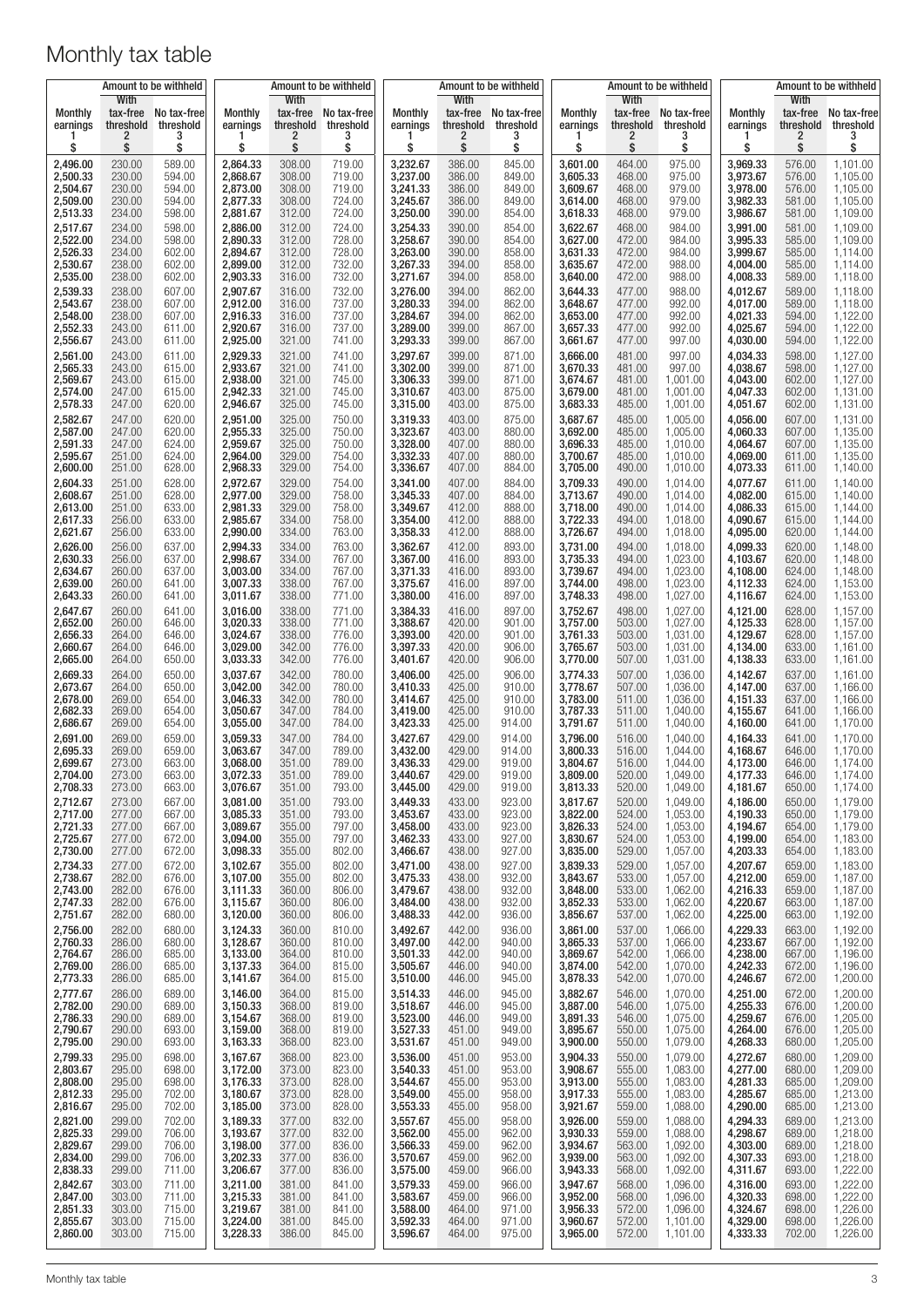# Monthly tax table

| Monthly earnings<br>1<br>$ | Amount to be withheld: With tax-free threshold<br>2<br>$ | Amount to be withheld: No tax-free threshold<br>3<br>$ |
|---|---|---|
| 2,496.00 | 230.00 | 589.00 |
| 2,500.33 | 230.00 | 594.00 |
| 2,504.67 | 230.00 | 594.00 |
| 2,509.00 | 230.00 | 594.00 |
| 2,513.33 | 234.00 | 598.00 |
| 2,517.67 | 234.00 | 598.00 |
| 2,522.00 | 234.00 | 598.00 |
| 2,526.33 | 234.00 | 602.00 |
| 2,530.67 | 238.00 | 602.00 |
| 2,535.00 | 238.00 | 602.00 |
| 2,539.33 | 238.00 | 607.00 |
| 2,543.67 | 238.00 | 607.00 |
| 2,548.00 | 238.00 | 607.00 |
| 2,552.33 | 243.00 | 611.00 |
| 2,556.67 | 243.00 | 611.00 |
| 2,561.00 | 243.00 | 611.00 |
| 2,565.33 | 243.00 | 615.00 |
| 2,569.67 | 243.00 | 615.00 |
| 2,574.00 | 247.00 | 615.00 |
| 2,578.33 | 247.00 | 620.00 |
| 2,582.67 | 247.00 | 620.00 |
| 2,587.00 | 247.00 | 620.00 |
| 2,591.33 | 247.00 | 624.00 |
| 2,595.67 | 251.00 | 624.00 |
| 2,600.00 | 251.00 | 628.00 |
| 2,604.33 | 251.00 | 628.00 |
| 2,608.67 | 251.00 | 628.00 |
| 2,613.00 | 251.00 | 633.00 |
| 2,617.33 | 256.00 | 633.00 |
| 2,621.67 | 256.00 | 633.00 |
| 2,626.00 | 256.00 | 637.00 |
| 2,630.33 | 256.00 | 637.00 |
| 2,634.67 | 260.00 | 637.00 |
| 2,639.00 | 260.00 | 641.00 |
| 2,643.33 | 260.00 | 641.00 |
| 2,647.67 | 260.00 | 641.00 |
| 2,652.00 | 260.00 | 646.00 |
| 2,656.33 | 264.00 | 646.00 |
| 2,660.67 | 264.00 | 646.00 |
| 2,665.00 | 264.00 | 650.00 |
| 2,669.33 | 264.00 | 650.00 |
| 2,673.67 | 264.00 | 650.00 |
| 2,678.00 | 269.00 | 654.00 |
| 2,682.33 | 269.00 | 654.00 |
| 2,686.67 | 269.00 | 654.00 |
| 2,691.00 | 269.00 | 659.00 |
| 2,695.33 | 269.00 | 659.00 |
| 2,699.67 | 273.00 | 663.00 |
| 2,704.00 | 273.00 | 663.00 |
| 2,708.33 | 273.00 | 663.00 |
| 2,712.67 | 273.00 | 667.00 |
| 2,717.00 | 277.00 | 667.00 |
| 2,721.33 | 277.00 | 667.00 |
| 2,725.67 | 277.00 | 672.00 |
| 2,730.00 | 277.00 | 672.00 |
| 2,734.33 | 277.00 | 672.00 |
| 2,738.67 | 282.00 | 676.00 |
| 2,743.00 | 282.00 | 676.00 |
| 2,747.33 | 282.00 | 676.00 |
| 2,751.67 | 282.00 | 680.00 |
| 2,756.00 | 282.00 | 680.00 |
| 2,760.33 | 286.00 | 680.00 |
| 2,764.67 | 286.00 | 685.00 |
| 2,769.00 | 286.00 | 685.00 |
| 2,773.33 | 286.00 | 685.00 |
| 2,777.67 | 286.00 | 689.00 |
| 2,782.00 | 290.00 | 689.00 |
| 2,786.33 | 290.00 | 689.00 |
| 2,790.67 | 290.00 | 693.00 |
| 2,795.00 | 290.00 | 693.00 |
| 2,799.33 | 295.00 | 698.00 |
| 2,803.67 | 295.00 | 698.00 |
| 2,808.00 | 295.00 | 698.00 |
| 2,812.33 | 295.00 | 702.00 |
| 2,816.67 | 295.00 | 702.00 |
| 2,821.00 | 299.00 | 702.00 |
| 2,825.33 | 299.00 | 706.00 |
| 2,829.67 | 299.00 | 706.00 |
| 2,834.00 | 299.00 | 706.00 |
| 2,838.33 | 299.00 | 711.00 |
| 2,842.67 | 303.00 | 711.00 |
| 2,847.00 | 303.00 | 711.00 |
| 2,851.33 | 303.00 | 715.00 |
| 2,855.67 | 303.00 | 715.00 |
| 2,860.00 | 303.00 | 715.00 |
| 2,864.33 | 308.00 | 719.00 |
| 2,868.67 | 308.00 | 719.00 |
| 2,873.00 | 308.00 | 719.00 |
| 2,877.33 | 308.00 | 724.00 |
| 2,881.67 | 312.00 | 724.00 |
| 2,886.00 | 312.00 | 724.00 |
| 2,890.33 | 312.00 | 728.00 |
| 2,894.67 | 312.00 | 728.00 |
| 2,899.00 | 312.00 | 732.00 |
| 2,903.33 | 316.00 | 732.00 |
| 2,907.67 | 316.00 | 732.00 |
| 2,912.00 | 316.00 | 737.00 |
| 2,916.33 | 316.00 | 737.00 |
| 2,920.67 | 316.00 | 737.00 |
| 2,925.00 | 321.00 | 741.00 |
| 2,929.33 | 321.00 | 741.00 |
| 2,933.67 | 321.00 | 741.00 |
| 2,938.00 | 321.00 | 745.00 |
| 2,942.33 | 321.00 | 745.00 |
| 2,946.67 | 325.00 | 745.00 |
| 2,951.00 | 325.00 | 750.00 |
| 2,955.33 | 325.00 | 750.00 |
| 2,959.67 | 325.00 | 750.00 |
| 2,964.00 | 329.00 | 754.00 |
| 2,968.33 | 329.00 | 754.00 |
| 2,972.67 | 329.00 | 754.00 |
| 2,977.00 | 329.00 | 758.00 |
| 2,981.33 | 329.00 | 758.00 |
| 2,985.67 | 334.00 | 758.00 |
| 2,990.00 | 334.00 | 763.00 |
| 2,994.33 | 334.00 | 763.00 |
| 2,998.67 | 334.00 | 767.00 |
| 3,003.00 | 334.00 | 767.00 |
| 3,007.33 | 338.00 | 767.00 |
| 3,011.67 | 338.00 | 771.00 |
| 3,016.00 | 338.00 | 771.00 |
| 3,020.33 | 338.00 | 771.00 |
| 3,024.67 | 338.00 | 776.00 |
| 3,029.00 | 342.00 | 776.00 |
| 3,033.33 | 342.00 | 776.00 |
| 3,037.67 | 342.00 | 780.00 |
| 3,042.00 | 342.00 | 780.00 |
| 3,046.33 | 342.00 | 780.00 |
| 3,050.67 | 347.00 | 784.00 |
| 3,055.00 | 347.00 | 784.00 |
| 3,059.33 | 347.00 | 784.00 |
| 3,063.67 | 347.00 | 789.00 |
| 3,068.00 | 351.00 | 789.00 |
| 3,072.33 | 351.00 | 789.00 |
| 3,076.67 | 351.00 | 793.00 |
| 3,081.00 | 351.00 | 793.00 |
| 3,085.33 | 351.00 | 793.00 |
| 3,089.67 | 355.00 | 797.00 |
| 3,094.00 | 355.00 | 797.00 |
| 3,098.33 | 355.00 | 802.00 |
| 3,102.67 | 355.00 | 802.00 |
| 3,107.00 | 355.00 | 802.00 |
| 3,111.33 | 360.00 | 806.00 |
| 3,115.67 | 360.00 | 806.00 |
| 3,120.00 | 360.00 | 806.00 |
| 3,124.33 | 360.00 | 810.00 |
| 3,128.67 | 360.00 | 810.00 |
| 3,133.00 | 364.00 | 810.00 |
| 3,137.33 | 364.00 | 815.00 |
| 3,141.67 | 364.00 | 815.00 |
| 3,146.00 | 364.00 | 815.00 |
| 3,150.33 | 368.00 | 819.00 |
| 3,154.67 | 368.00 | 819.00 |
| 3,159.00 | 368.00 | 819.00 |
| 3,163.33 | 368.00 | 823.00 |
| 3,167.67 | 368.00 | 823.00 |
| 3,172.00 | 373.00 | 823.00 |
| 3,176.33 | 373.00 | 828.00 |
| 3,180.67 | 373.00 | 828.00 |
| 3,185.00 | 373.00 | 828.00 |
| 3,189.33 | 377.00 | 832.00 |
| 3,193.67 | 377.00 | 832.00 |
| 3,198.00 | 377.00 | 836.00 |
| 3,202.33 | 377.00 | 836.00 |
| 3,206.67 | 377.00 | 836.00 |
| 3,211.00 | 381.00 | 841.00 |
| 3,215.33 | 381.00 | 841.00 |
| 3,219.67 | 381.00 | 841.00 |
| 3,224.00 | 381.00 | 845.00 |
| 3,228.33 | 386.00 | 845.00 |
| 3,232.67 | 386.00 | 845.00 |
| 3,237.00 | 386.00 | 849.00 |
| 3,241.33 | 386.00 | 849.00 |
| 3,245.67 | 386.00 | 849.00 |
| 3,250.00 | 390.00 | 854.00 |
| 3,254.33 | 390.00 | 854.00 |
| 3,258.67 | 390.00 | 854.00 |
| 3,263.00 | 390.00 | 858.00 |
| 3,267.33 | 394.00 | 858.00 |
| 3,271.67 | 394.00 | 858.00 |
| 3,276.00 | 394.00 | 862.00 |
| 3,280.33 | 394.00 | 862.00 |
| 3,284.67 | 394.00 | 862.00 |
| 3,289.00 | 399.00 | 867.00 |
| 3,293.33 | 399.00 | 867.00 |
| 3,297.67 | 399.00 | 871.00 |
| 3,302.00 | 399.00 | 871.00 |
| 3,306.33 | 399.00 | 871.00 |
| 3,310.67 | 403.00 | 875.00 |
| 3,315.00 | 403.00 | 875.00 |
| 3,319.33 | 403.00 | 875.00 |
| 3,323.67 | 403.00 | 880.00 |
| 3,328.00 | 407.00 | 880.00 |
| 3,332.33 | 407.00 | 880.00 |
| 3,336.67 | 407.00 | 884.00 |
| 3,341.00 | 407.00 | 884.00 |
| 3,345.33 | 407.00 | 884.00 |
| 3,349.67 | 412.00 | 888.00 |
| 3,354.00 | 412.00 | 888.00 |
| 3,358.33 | 412.00 | 888.00 |
| 3,362.67 | 412.00 | 893.00 |
| 3,367.00 | 416.00 | 893.00 |
| 3,371.33 | 416.00 | 893.00 |
| 3,375.67 | 416.00 | 897.00 |
| 3,380.00 | 416.00 | 897.00 |
| 3,384.33 | 416.00 | 897.00 |
| 3,388.67 | 420.00 | 901.00 |
| 3,393.00 | 420.00 | 901.00 |
| 3,397.33 | 420.00 | 906.00 |
| 3,401.67 | 420.00 | 906.00 |
| 3,406.00 | 425.00 | 906.00 |
| 3,410.33 | 425.00 | 910.00 |
| 3,414.67 | 425.00 | 910.00 |
| 3,419.00 | 425.00 | 910.00 |
| 3,423.33 | 425.00 | 914.00 |
| 3,427.67 | 429.00 | 914.00 |
| 3,432.00 | 429.00 | 914.00 |
| 3,436.33 | 429.00 | 919.00 |
| 3,440.67 | 429.00 | 919.00 |
| 3,445.00 | 429.00 | 919.00 |
| 3,449.33 | 433.00 | 923.00 |
| 3,453.67 | 433.00 | 923.00 |
| 3,458.00 | 433.00 | 923.00 |
| 3,462.33 | 433.00 | 927.00 |
| 3,466.67 | 438.00 | 927.00 |
| 3,471.00 | 438.00 | 927.00 |
| 3,475.33 | 438.00 | 932.00 |
| 3,479.67 | 438.00 | 932.00 |
| 3,484.00 | 438.00 | 932.00 |
| 3,488.33 | 442.00 | 936.00 |
| 3,492.67 | 442.00 | 936.00 |
| 3,497.00 | 442.00 | 940.00 |
| 3,501.33 | 442.00 | 940.00 |
| 3,505.67 | 446.00 | 940.00 |
| 3,510.00 | 446.00 | 945.00 |
| 3,514.33 | 446.00 | 945.00 |
| 3,518.67 | 446.00 | 945.00 |
| 3,523.00 | 446.00 | 949.00 |
| 3,527.33 | 451.00 | 949.00 |
| 3,531.67 | 451.00 | 949.00 |
| 3,536.00 | 451.00 | 953.00 |
| 3,540.33 | 451.00 | 953.00 |
| 3,544.67 | 455.00 | 953.00 |
| 3,549.00 | 455.00 | 958.00 |
| 3,553.33 | 455.00 | 958.00 |
| 3,557.67 | 455.00 | 958.00 |
| 3,562.00 | 455.00 | 962.00 |
| 3,566.33 | 459.00 | 962.00 |
| 3,570.67 | 459.00 | 962.00 |
| 3,575.00 | 459.00 | 966.00 |
| 3,579.33 | 459.00 | 966.00 |
| 3,583.67 | 459.00 | 966.00 |
| 3,588.00 | 464.00 | 971.00 |
| 3,592.33 | 464.00 | 971.00 |
| 3,596.67 | 464.00 | 975.00 |
| 3,601.00 | 464.00 | 975.00 |
| 3,605.33 | 468.00 | 975.00 |
| 3,609.67 | 468.00 | 979.00 |
| 3,614.00 | 468.00 | 979.00 |
| 3,618.33 | 468.00 | 979.00 |
| 3,622.67 | 468.00 | 984.00 |
| 3,627.00 | 472.00 | 984.00 |
| 3,631.33 | 472.00 | 984.00 |
| 3,635.67 | 472.00 | 988.00 |
| 3,640.00 | 472.00 | 988.00 |
| 3,644.33 | 477.00 | 988.00 |
| 3,648.67 | 477.00 | 992.00 |
| 3,653.00 | 477.00 | 992.00 |
| 3,657.33 | 477.00 | 992.00 |
| 3,661.67 | 477.00 | 997.00 |
| 3,666.00 | 481.00 | 997.00 |
| 3,670.33 | 481.00 | 997.00 |
| 3,674.67 | 481.00 | 1,001.00 |
| 3,679.00 | 481.00 | 1,001.00 |
| 3,683.33 | 485.00 | 1,001.00 |
| 3,687.67 | 485.00 | 1,005.00 |
| 3,692.00 | 485.00 | 1,005.00 |
| 3,696.33 | 485.00 | 1,010.00 |
| 3,700.67 | 485.00 | 1,010.00 |
| 3,705.00 | 490.00 | 1,010.00 |
| 3,709.33 | 490.00 | 1,014.00 |
| 3,713.67 | 490.00 | 1,014.00 |
| 3,718.00 | 490.00 | 1,014.00 |
| 3,722.33 | 494.00 | 1,018.00 |
| 3,726.67 | 494.00 | 1,018.00 |
| 3,731.00 | 494.00 | 1,018.00 |
| 3,735.33 | 494.00 | 1,023.00 |
| 3,739.67 | 494.00 | 1,023.00 |
| 3,744.00 | 498.00 | 1,023.00 |
| 3,748.33 | 498.00 | 1,027.00 |
| 3,752.67 | 498.00 | 1,027.00 |
| 3,757.00 | 503.00 | 1,027.00 |
| 3,761.33 | 503.00 | 1,031.00 |
| 3,765.67 | 503.00 | 1,031.00 |
| 3,770.00 | 507.00 | 1,031.00 |
| 3,774.33 | 507.00 | 1,036.00 |
| 3,778.67 | 507.00 | 1,036.00 |
| 3,783.00 | 511.00 | 1,036.00 |
| 3,787.33 | 511.00 | 1,040.00 |
| 3,791.67 | 511.00 | 1,040.00 |
| 3,796.00 | 516.00 | 1,040.00 |
| 3,800.33 | 516.00 | 1,044.00 |
| 3,804.67 | 516.00 | 1,044.00 |
| 3,809.00 | 520.00 | 1,049.00 |
| 3,813.33 | 520.00 | 1,049.00 |
| 3,817.67 | 520.00 | 1,049.00 |
| 3,822.00 | 524.00 | 1,053.00 |
| 3,826.33 | 524.00 | 1,053.00 |
| 3,830.67 | 524.00 | 1,053.00 |
| 3,835.00 | 529.00 | 1,057.00 |
| 3,839.33 | 529.00 | 1,057.00 |
| 3,843.67 | 533.00 | 1,057.00 |
| 3,848.00 | 533.00 | 1,062.00 |
| 3,852.33 | 533.00 | 1,062.00 |
| 3,856.67 | 537.00 | 1,062.00 |
| 3,861.00 | 537.00 | 1,066.00 |
| 3,865.33 | 537.00 | 1,066.00 |
| 3,869.67 | 542.00 | 1,066.00 |
| 3,874.00 | 542.00 | 1,070.00 |
| 3,878.33 | 542.00 | 1,070.00 |
| 3,882.67 | 546.00 | 1,070.00 |
| 3,887.00 | 546.00 | 1,075.00 |
| 3,891.33 | 546.00 | 1,075.00 |
| 3,895.67 | 550.00 | 1,075.00 |
| 3,900.00 | 550.00 | 1,079.00 |
| 3,904.33 | 550.00 | 1,079.00 |
| 3,908.67 | 555.00 | 1,083.00 |
| 3,913.00 | 555.00 | 1,083.00 |
| 3,917.33 | 555.00 | 1,083.00 |
| 3,921.67 | 559.00 | 1,088.00 |
| 3,926.00 | 559.00 | 1,088.00 |
| 3,930.33 | 559.00 | 1,088.00 |
| 3,934.67 | 563.00 | 1,092.00 |
| 3,939.00 | 563.00 | 1,092.00 |
| 3,943.33 | 568.00 | 1,092.00 |
| 3,947.67 | 568.00 | 1,096.00 |
| 3,952.00 | 568.00 | 1,096.00 |
| 3,956.33 | 572.00 | 1,096.00 |
| 3,960.67 | 572.00 | 1,101.00 |
| 3,965.00 | 572.00 | 1,101.00 |
| 3,969.33 | 576.00 | 1,101.00 |
| 3,973.67 | 576.00 | 1,105.00 |
| 3,978.00 | 576.00 | 1,105.00 |
| 3,982.33 | 581.00 | 1,105.00 |
| 3,986.67 | 581.00 | 1,109.00 |
| 3,991.00 | 581.00 | 1,109.00 |
| 3,995.33 | 585.00 | 1,109.00 |
| 3,999.67 | 585.00 | 1,114.00 |
| 4,004.00 | 585.00 | 1,114.00 |
| 4,008.33 | 589.00 | 1,118.00 |
| 4,012.67 | 589.00 | 1,118.00 |
| 4,017.00 | 589.00 | 1,118.00 |
| 4,021.33 | 594.00 | 1,122.00 |
| 4,025.67 | 594.00 | 1,122.00 |
| 4,030.00 | 594.00 | 1,122.00 |
| 4,034.33 | 598.00 | 1,127.00 |
| 4,038.67 | 598.00 | 1,127.00 |
| 4,043.00 | 602.00 | 1,127.00 |
| 4,047.33 | 602.00 | 1,131.00 |
| 4,051.67 | 602.00 | 1,131.00 |
| 4,056.00 | 607.00 | 1,131.00 |
| 4,060.33 | 607.00 | 1,135.00 |
| 4,064.67 | 607.00 | 1,135.00 |
| 4,069.00 | 611.00 | 1,135.00 |
| 4,073.33 | 611.00 | 1,140.00 |
| 4,077.67 | 611.00 | 1,140.00 |
| 4,082.00 | 615.00 | 1,140.00 |
| 4,086.33 | 615.00 | 1,144.00 |
| 4,090.67 | 615.00 | 1,144.00 |
| 4,095.00 | 620.00 | 1,144.00 |
| 4,099.33 | 620.00 | 1,148.00 |
| 4,103.67 | 620.00 | 1,148.00 |
| 4,108.00 | 624.00 | 1,148.00 |
| 4,112.33 | 624.00 | 1,153.00 |
| 4,116.67 | 624.00 | 1,153.00 |
| 4,121.00 | 628.00 | 1,157.00 |
| 4,125.33 | 628.00 | 1,157.00 |
| 4,129.67 | 628.00 | 1,157.00 |
| 4,134.00 | 633.00 | 1,161.00 |
| 4,138.33 | 633.00 | 1,161.00 |
| 4,142.67 | 637.00 | 1,161.00 |
| 4,147.00 | 637.00 | 1,166.00 |
| 4,151.33 | 637.00 | 1,166.00 |
| 4,155.67 | 641.00 | 1,166.00 |
| 4,160.00 | 641.00 | 1,170.00 |
| 4,164.33 | 641.00 | 1,170.00 |
| 4,168.67 | 646.00 | 1,170.00 |
| 4,173.00 | 646.00 | 1,174.00 |
| 4,177.33 | 646.00 | 1,174.00 |
| 4,181.67 | 650.00 | 1,174.00 |
| 4,186.00 | 650.00 | 1,179.00 |
| 4,190.33 | 650.00 | 1,179.00 |
| 4,194.67 | 654.00 | 1,179.00 |
| 4,199.00 | 654.00 | 1,183.00 |
| 4,203.33 | 654.00 | 1,183.00 |
| 4,207.67 | 659.00 | 1,183.00 |
| 4,212.00 | 659.00 | 1,187.00 |
| 4,216.33 | 659.00 | 1,187.00 |
| 4,220.67 | 663.00 | 1,187.00 |
| 4,225.00 | 663.00 | 1,192.00 |
| 4,229.33 | 663.00 | 1,192.00 |
| 4,233.67 | 667.00 | 1,192.00 |
| 4,238.00 | 667.00 | 1,196.00 |
| 4,242.33 | 672.00 | 1,196.00 |
| 4,246.67 | 672.00 | 1,200.00 |
| 4,251.00 | 672.00 | 1,200.00 |
| 4,255.33 | 676.00 | 1,200.00 |
| 4,259.67 | 676.00 | 1,205.00 |
| 4,264.00 | 676.00 | 1,205.00 |
| 4,268.33 | 680.00 | 1,205.00 |
| 4,272.67 | 680.00 | 1,209.00 |
| 4,277.00 | 680.00 | 1,209.00 |
| 4,281.33 | 685.00 | 1,209.00 |
| 4,285.67 | 685.00 | 1,213.00 |
| 4,290.00 | 685.00 | 1,213.00 |
| 4,294.33 | 689.00 | 1,213.00 |
| 4,298.67 | 689.00 | 1,218.00 |
| 4,303.00 | 689.00 | 1,218.00 |
| 4,307.33 | 693.00 | 1,218.00 |
| 4,311.67 | 693.00 | 1,222.00 |
| 4,316.00 | 693.00 | 1,222.00 |
| 4,320.33 | 698.00 | 1,222.00 |
| 4,324.67 | 698.00 | 1,226.00 |
| 4,329.00 | 698.00 | 1,226.00 |
| 4,333.33 | 702.00 | 1,226.00 |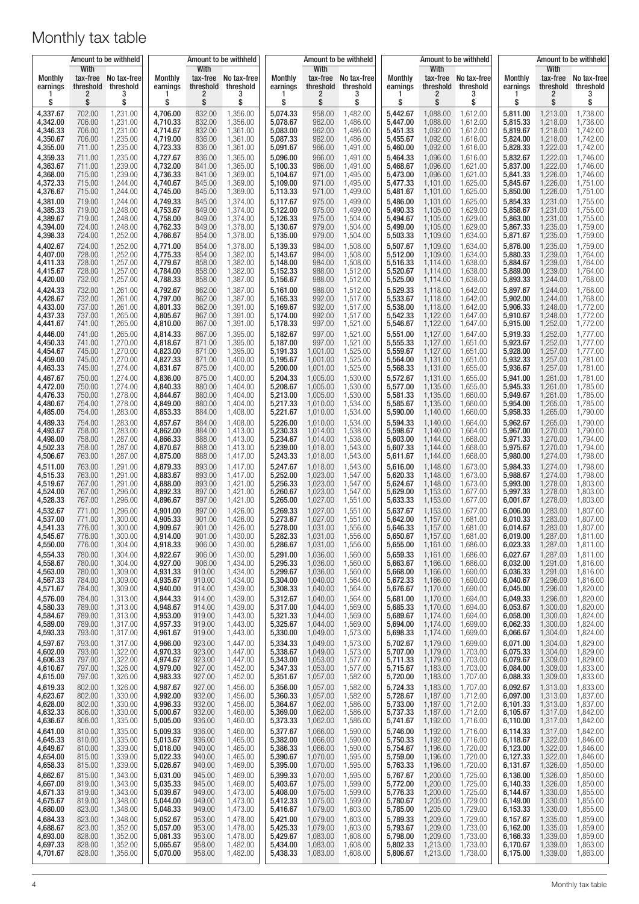# Monthly tax table

| Monthly earnings<br>1<br>$ | Amount to be withheld: With tax-free threshold<br>2<br>$ | Amount to be withheld: No tax-free threshold<br>3<br>$ |
|---|---|---|
| 4,337.67 | 702.00 | 1,231.00 |
| 4,342.00 | 706.00 | 1,231.00 |
| 4,346.33 | 706.00 | 1,231.00 |
| 4,350.67 | 706.00 | 1,235.00 |
| 4,355.00 | 711.00 | 1,235.00 |
| 4,359.33 | 711.00 | 1,235.00 |
| 4,363.67 | 711.00 | 1,239.00 |
| 4,368.00 | 715.00 | 1,239.00 |
| 4,372.33 | 715.00 | 1,244.00 |
| 4,376.67 | 715.00 | 1,244.00 |
| 4,381.00 | 719.00 | 1,244.00 |
| 4,385.33 | 719.00 | 1,248.00 |
| 4,389.67 | 719.00 | 1,248.00 |
| 4,394.00 | 724.00 | 1,248.00 |
| 4,398.33 | 724.00 | 1,252.00 |
| 4,402.67 | 724.00 | 1,252.00 |
| 4,407.00 | 728.00 | 1,252.00 |
| 4,411.33 | 728.00 | 1,257.00 |
| 4,415.67 | 728.00 | 1,257.00 |
| 4,420.00 | 732.00 | 1,257.00 |
| 4,424.33 | 732.00 | 1,261.00 |
| 4,428.67 | 732.00 | 1,261.00 |
| 4,433.00 | 737.00 | 1,261.00 |
| 4,437.33 | 737.00 | 1,265.00 |
| 4,441.67 | 741.00 | 1,265.00 |
| 4,446.00 | 741.00 | 1,265.00 |
| 4,450.33 | 741.00 | 1,270.00 |
| 4,454.67 | 745.00 | 1,270.00 |
| 4,459.00 | 745.00 | 1,270.00 |
| 4,463.33 | 745.00 | 1,274.00 |
| 4,467.67 | 750.00 | 1,274.00 |
| 4,472.00 | 750.00 | 1,274.00 |
| 4,476.33 | 750.00 | 1,278.00 |
| 4,480.67 | 754.00 | 1,278.00 |
| 4,485.00 | 754.00 | 1,283.00 |
| 4,489.33 | 754.00 | 1,283.00 |
| 4,493.67 | 758.00 | 1,283.00 |
| 4,498.00 | 758.00 | 1,287.00 |
| 4,502.33 | 758.00 | 1,287.00 |
| 4,506.67 | 763.00 | 1,287.00 |
| 4,511.00 | 763.00 | 1,291.00 |
| 4,515.33 | 763.00 | 1,291.00 |
| 4,519.67 | 767.00 | 1,291.00 |
| 4,524.00 | 767.00 | 1,296.00 |
| 4,528.33 | 767.00 | 1,296.00 |
| 4,532.67 | 771.00 | 1,296.00 |
| 4,537.00 | 771.00 | 1,300.00 |
| 4,541.33 | 776.00 | 1,300.00 |
| 4,545.67 | 776.00 | 1,300.00 |
| 4,550.00 | 776.00 | 1,304.00 |
| 4,554.33 | 780.00 | 1,304.00 |
| 4,558.67 | 780.00 | 1,304.00 |
| 4,563.00 | 780.00 | 1,309.00 |
| 4,567.33 | 784.00 | 1,309.00 |
| 4,571.67 | 784.00 | 1,309.00 |
| 4,576.00 | 784.00 | 1,313.00 |
| 4,580.33 | 789.00 | 1,313.00 |
| 4,584.67 | 789.00 | 1,313.00 |
| 4,589.00 | 789.00 | 1,317.00 |
| 4,593.33 | 793.00 | 1,317.00 |
| 4,597.67 | 793.00 | 1,317.00 |
| 4,602.00 | 793.00 | 1,322.00 |
| 4,606.33 | 797.00 | 1,322.00 |
| 4,610.67 | 797.00 | 1,326.00 |
| 4,615.00 | 797.00 | 1,326.00 |
| 4,619.33 | 802.00 | 1,326.00 |
| 4,623.67 | 802.00 | 1,330.00 |
| 4,628.00 | 802.00 | 1,330.00 |
| 4,632.33 | 806.00 | 1,330.00 |
| 4,636.67 | 806.00 | 1,335.00 |
| 4,641.00 | 810.00 | 1,335.00 |
| 4,645.33 | 810.00 | 1,335.00 |
| 4,649.67 | 810.00 | 1,339.00 |
| 4,654.00 | 815.00 | 1,339.00 |
| 4,658.33 | 815.00 | 1,339.00 |
| 4,662.67 | 815.00 | 1,343.00 |
| 4,667.00 | 819.00 | 1,343.00 |
| 4,671.33 | 819.00 | 1,343.00 |
| 4,675.67 | 819.00 | 1,348.00 |
| 4,680.00 | 823.00 | 1,348.00 |
| 4,684.33 | 823.00 | 1,348.00 |
| 4,688.67 | 823.00 | 1,352.00 |
| 4,693.00 | 828.00 | 1,352.00 |
| 4,697.33 | 828.00 | 1,352.00 |
| 4,701.67 | 828.00 | 1,356.00 |
| 4,706.00 | 832.00 | 1,356.00 |
| 4,710.33 | 832.00 | 1,356.00 |
| 4,714.67 | 832.00 | 1,361.00 |
| 4,719.00 | 836.00 | 1,361.00 |
| 4,723.33 | 836.00 | 1,361.00 |
| 4,727.67 | 836.00 | 1,365.00 |
| 4,732.00 | 841.00 | 1,365.00 |
| 4,736.33 | 841.00 | 1,369.00 |
| 4,740.67 | 845.00 | 1,369.00 |
| 4,745.00 | 845.00 | 1,369.00 |
| 4,749.33 | 845.00 | 1,374.00 |
| 4,753.67 | 849.00 | 1,374.00 |
| 4,758.00 | 849.00 | 1,374.00 |
| 4,762.33 | 849.00 | 1,378.00 |
| 4,766.67 | 854.00 | 1,378.00 |
| 4,771.00 | 854.00 | 1,378.00 |
| 4,775.33 | 854.00 | 1,382.00 |
| 4,779.67 | 858.00 | 1,382.00 |
| 4,784.00 | 858.00 | 1,382.00 |
| 4,788.33 | 858.00 | 1,387.00 |
| 4,792.67 | 862.00 | 1,387.00 |
| 4,797.00 | 862.00 | 1,387.00 |
| 4,801.33 | 862.00 | 1,391.00 |
| 4,805.67 | 867.00 | 1,391.00 |
| 4,810.00 | 867.00 | 1,391.00 |
| 4,814.33 | 867.00 | 1,395.00 |
| 4,818.67 | 871.00 | 1,395.00 |
| 4,823.00 | 871.00 | 1,395.00 |
| 4,827.33 | 871.00 | 1,400.00 |
| 4,831.67 | 875.00 | 1,400.00 |
| 4,836.00 | 875.00 | 1,400.00 |
| 4,840.33 | 880.00 | 1,404.00 |
| 4,844.67 | 880.00 | 1,404.00 |
| 4,849.00 | 880.00 | 1,404.00 |
| 4,853.33 | 884.00 | 1,408.00 |
| 4,857.67 | 884.00 | 1,408.00 |
| 4,862.00 | 884.00 | 1,413.00 |
| 4,866.33 | 888.00 | 1,413.00 |
| 4,870.67 | 888.00 | 1,413.00 |
| 4,875.00 | 888.00 | 1,417.00 |
| 4,879.33 | 893.00 | 1,417.00 |
| 4,883.67 | 893.00 | 1,417.00 |
| 4,888.00 | 893.00 | 1,421.00 |
| 4,892.33 | 897.00 | 1,421.00 |
| 4,896.67 | 897.00 | 1,421.00 |
| 4,901.00 | 897.00 | 1,426.00 |
| 4,905.33 | 901.00 | 1,426.00 |
| 4,909.67 | 901.00 | 1,426.00 |
| 4,914.00 | 901.00 | 1,430.00 |
| 4,918.33 | 906.00 | 1,430.00 |
| 4,922.67 | 906.00 | 1,430.00 |
| 4,927.00 | 906.00 | 1,434.00 |
| 4,931.33 | 910.00 | 1,434.00 |
| 4,935.67 | 910.00 | 1,434.00 |
| 4,940.00 | 914.00 | 1,439.00 |
| 4,944.33 | 914.00 | 1,439.00 |
| 4,948.67 | 914.00 | 1,439.00 |
| 4,953.00 | 919.00 | 1,443.00 |
| 4,957.33 | 919.00 | 1,443.00 |
| 4,961.67 | 919.00 | 1,443.00 |
| 4,966.00 | 923.00 | 1,447.00 |
| 4,970.33 | 923.00 | 1,447.00 |
| 4,974.67 | 923.00 | 1,447.00 |
| 4,979.00 | 927.00 | 1,452.00 |
| 4,983.33 | 927.00 | 1,452.00 |
| 4,987.67 | 927.00 | 1,456.00 |
| 4,992.00 | 932.00 | 1,456.00 |
| 4,996.33 | 932.00 | 1,456.00 |
| 5,000.67 | 932.00 | 1,460.00 |
| 5,005.00 | 936.00 | 1,460.00 |
| 5,009.33 | 936.00 | 1,460.00 |
| 5,013.67 | 936.00 | 1,465.00 |
| 5,018.00 | 940.00 | 1,465.00 |
| 5,022.33 | 940.00 | 1,465.00 |
| 5,026.67 | 940.00 | 1,469.00 |
| 5,031.00 | 945.00 | 1,469.00 |
| 5,035.33 | 945.00 | 1,469.00 |
| 5,039.67 | 949.00 | 1,473.00 |
| 5,044.00 | 949.00 | 1,473.00 |
| 5,048.33 | 949.00 | 1,473.00 |
| 5,052.67 | 953.00 | 1,478.00 |
| 5,057.00 | 953.00 | 1,478.00 |
| 5,061.33 | 953.00 | 1,478.00 |
| 5,065.67 | 958.00 | 1,482.00 |
| 5,070.00 | 958.00 | 1,482.00 |
| 5,074.33 | 958.00 | 1,482.00 |
| 5,078.67 | 962.00 | 1,486.00 |
| 5,083.00 | 962.00 | 1,486.00 |
| 5,087.33 | 962.00 | 1,486.00 |
| 5,091.67 | 966.00 | 1,491.00 |
| 5,096.00 | 966.00 | 1,491.00 |
| 5,100.33 | 966.00 | 1,491.00 |
| 5,104.67 | 971.00 | 1,495.00 |
| 5,109.00 | 971.00 | 1,495.00 |
| 5,113.33 | 971.00 | 1,499.00 |
| 5,117.67 | 975.00 | 1,499.00 |
| 5,122.00 | 975.00 | 1,499.00 |
| 5,126.33 | 975.00 | 1,504.00 |
| 5,130.67 | 979.00 | 1,504.00 |
| 5,135.00 | 979.00 | 1,504.00 |
| 5,139.33 | 984.00 | 1,508.00 |
| 5,143.67 | 984.00 | 1,508.00 |
| 5,148.00 | 984.00 | 1,508.00 |
| 5,152.33 | 988.00 | 1,512.00 |
| 5,156.67 | 988.00 | 1,512.00 |
| 5,161.00 | 988.00 | 1,512.00 |
| 5,165.33 | 992.00 | 1,517.00 |
| 5,169.67 | 992.00 | 1,517.00 |
| 5,174.00 | 992.00 | 1,517.00 |
| 5,178.33 | 997.00 | 1,521.00 |
| 5,182.67 | 997.00 | 1,521.00 |
| 5,187.00 | 997.00 | 1,521.00 |
| 5,191.33 | 1,001.00 | 1,525.00 |
| 5,195.67 | 1,001.00 | 1,525.00 |
| 5,200.00 | 1,001.00 | 1,525.00 |
| 5,204.33 | 1,005.00 | 1,530.00 |
| 5,208.67 | 1,005.00 | 1,530.00 |
| 5,213.00 | 1,005.00 | 1,530.00 |
| 5,217.33 | 1,010.00 | 1,534.00 |
| 5,221.67 | 1,010.00 | 1,534.00 |
| 5,226.00 | 1,010.00 | 1,534.00 |
| 5,230.33 | 1,014.00 | 1,538.00 |
| 5,234.67 | 1,014.00 | 1,538.00 |
| 5,239.00 | 1,018.00 | 1,543.00 |
| 5,243.33 | 1,018.00 | 1,543.00 |
| 5,247.67 | 1,018.00 | 1,543.00 |
| 5,252.00 | 1,023.00 | 1,547.00 |
| 5,256.33 | 1,023.00 | 1,547.00 |
| 5,260.67 | 1,023.00 | 1,547.00 |
| 5,265.00 | 1,027.00 | 1,551.00 |
| 5,269.33 | 1,027.00 | 1,551.00 |
| 5,273.67 | 1,027.00 | 1,551.00 |
| 5,278.00 | 1,031.00 | 1,556.00 |
| 5,282.33 | 1,031.00 | 1,556.00 |
| 5,286.67 | 1,031.00 | 1,556.00 |
| 5,291.00 | 1,036.00 | 1,560.00 |
| 5,295.33 | 1,036.00 | 1,560.00 |
| 5,299.67 | 1,036.00 | 1,560.00 |
| 5,304.00 | 1,040.00 | 1,564.00 |
| 5,308.33 | 1,040.00 | 1,564.00 |
| 5,312.67 | 1,040.00 | 1,564.00 |
| 5,317.00 | 1,044.00 | 1,569.00 |
| 5,321.33 | 1,044.00 | 1,569.00 |
| 5,325.67 | 1,044.00 | 1,569.00 |
| 5,330.00 | 1,049.00 | 1,573.00 |
| 5,334.33 | 1,049.00 | 1,573.00 |
| 5,338.67 | 1,049.00 | 1,573.00 |
| 5,343.00 | 1,053.00 | 1,577.00 |
| 5,347.33 | 1,053.00 | 1,577.00 |
| 5,351.67 | 1,057.00 | 1,582.00 |
| 5,356.00 | 1,057.00 | 1,582.00 |
| 5,360.33 | 1,057.00 | 1,582.00 |
| 5,364.67 | 1,062.00 | 1,586.00 |
| 5,369.00 | 1,062.00 | 1,586.00 |
| 5,373.33 | 1,062.00 | 1,586.00 |
| 5,377.67 | 1,066.00 | 1,590.00 |
| 5,382.00 | 1,066.00 | 1,590.00 |
| 5,386.33 | 1,066.00 | 1,590.00 |
| 5,390.67 | 1,070.00 | 1,595.00 |
| 5,395.00 | 1,070.00 | 1,595.00 |
| 5,399.33 | 1,070.00 | 1,595.00 |
| 5,403.67 | 1,075.00 | 1,599.00 |
| 5,408.00 | 1,075.00 | 1,599.00 |
| 5,412.33 | 1,075.00 | 1,599.00 |
| 5,416.67 | 1,079.00 | 1,603.00 |
| 5,421.00 | 1,079.00 | 1,603.00 |
| 5,425.33 | 1,079.00 | 1,603.00 |
| 5,429.67 | 1,083.00 | 1,608.00 |
| 5,434.00 | 1,083.00 | 1,608.00 |
| 5,438.33 | 1,083.00 | 1,608.00 |
| 5,442.67 | 1,088.00 | 1,612.00 |
| 5,447.00 | 1,088.00 | 1,612.00 |
| 5,451.33 | 1,092.00 | 1,612.00 |
| 5,455.67 | 1,092.00 | 1,616.00 |
| 5,460.00 | 1,092.00 | 1,616.00 |
| 5,464.33 | 1,096.00 | 1,616.00 |
| 5,468.67 | 1,096.00 | 1,621.00 |
| 5,473.00 | 1,096.00 | 1,621.00 |
| 5,477.33 | 1,101.00 | 1,625.00 |
| 5,481.67 | 1,101.00 | 1,625.00 |
| 5,486.00 | 1,101.00 | 1,625.00 |
| 5,490.33 | 1,105.00 | 1,629.00 |
| 5,494.67 | 1,105.00 | 1,629.00 |
| 5,499.00 | 1,105.00 | 1,629.00 |
| 5,503.33 | 1,109.00 | 1,634.00 |
| 5,507.67 | 1,109.00 | 1,634.00 |
| 5,512.00 | 1,109.00 | 1,634.00 |
| 5,516.33 | 1,114.00 | 1,638.00 |
| 5,520.67 | 1,114.00 | 1,638.00 |
| 5,525.00 | 1,114.00 | 1,638.00 |
| 5,529.33 | 1,118.00 | 1,642.00 |
| 5,533.67 | 1,118.00 | 1,642.00 |
| 5,538.00 | 1,118.00 | 1,642.00 |
| 5,542.33 | 1,122.00 | 1,647.00 |
| 5,546.67 | 1,122.00 | 1,647.00 |
| 5,551.00 | 1,127.00 | 1,647.00 |
| 5,555.33 | 1,127.00 | 1,651.00 |
| 5,559.67 | 1,127.00 | 1,651.00 |
| 5,564.00 | 1,131.00 | 1,651.00 |
| 5,568.33 | 1,131.00 | 1,655.00 |
| 5,572.67 | 1,131.00 | 1,655.00 |
| 5,577.00 | 1,135.00 | 1,655.00 |
| 5,581.33 | 1,135.00 | 1,660.00 |
| 5,585.67 | 1,135.00 | 1,660.00 |
| 5,590.00 | 1,140.00 | 1,660.00 |
| 5,594.33 | 1,140.00 | 1,664.00 |
| 5,598.67 | 1,140.00 | 1,664.00 |
| 5,603.00 | 1,144.00 | 1,668.00 |
| 5,607.33 | 1,144.00 | 1,668.00 |
| 5,611.67 | 1,144.00 | 1,668.00 |
| 5,616.00 | 1,148.00 | 1,673.00 |
| 5,620.33 | 1,148.00 | 1,673.00 |
| 5,624.67 | 1,148.00 | 1,673.00 |
| 5,629.00 | 1,153.00 | 1,677.00 |
| 5,633.33 | 1,153.00 | 1,677.00 |
| 5,637.67 | 1,153.00 | 1,677.00 |
| 5,642.00 | 1,157.00 | 1,681.00 |
| 5,646.33 | 1,157.00 | 1,681.00 |
| 5,650.67 | 1,157.00 | 1,681.00 |
| 5,655.00 | 1,161.00 | 1,686.00 |
| 5,659.33 | 1,161.00 | 1,686.00 |
| 5,663.67 | 1,166.00 | 1,686.00 |
| 5,668.00 | 1,166.00 | 1,690.00 |
| 5,672.33 | 1,166.00 | 1,690.00 |
| 5,676.67 | 1,170.00 | 1,690.00 |
| 5,681.00 | 1,170.00 | 1,694.00 |
| 5,685.33 | 1,170.00 | 1,694.00 |
| 5,689.67 | 1,174.00 | 1,694.00 |
| 5,694.00 | 1,174.00 | 1,699.00 |
| 5,698.33 | 1,174.00 | 1,699.00 |
| 5,702.67 | 1,179.00 | 1,699.00 |
| 5,707.00 | 1,179.00 | 1,703.00 |
| 5,711.33 | 1,179.00 | 1,703.00 |
| 5,715.67 | 1,183.00 | 1,703.00 |
| 5,720.00 | 1,183.00 | 1,707.00 |
| 5,724.33 | 1,183.00 | 1,707.00 |
| 5,728.67 | 1,187.00 | 1,712.00 |
| 5,733.00 | 1,187.00 | 1,712.00 |
| 5,737.33 | 1,187.00 | 1,712.00 |
| 5,741.67 | 1,192.00 | 1,716.00 |
| 5,746.00 | 1,192.00 | 1,716.00 |
| 5,750.33 | 1,192.00 | 1,716.00 |
| 5,754.67 | 1,196.00 | 1,720.00 |
| 5,759.00 | 1,196.00 | 1,720.00 |
| 5,763.33 | 1,196.00 | 1,720.00 |
| 5,767.67 | 1,200.00 | 1,725.00 |
| 5,772.00 | 1,200.00 | 1,725.00 |
| 5,776.33 | 1,200.00 | 1,725.00 |
| 5,780.67 | 1,205.00 | 1,729.00 |
| 5,785.00 | 1,205.00 | 1,729.00 |
| 5,789.33 | 1,209.00 | 1,729.00 |
| 5,793.67 | 1,209.00 | 1,733.00 |
| 5,798.00 | 1,209.00 | 1,733.00 |
| 5,802.33 | 1,213.00 | 1,733.00 |
| 5,806.67 | 1,213.00 | 1,738.00 |
| 5,811.00 | 1,213.00 | 1,738.00 |
| 5,815.33 | 1,218.00 | 1,738.00 |
| 5,819.67 | 1,218.00 | 1,742.00 |
| 5,824.00 | 1,218.00 | 1,742.00 |
| 5,828.33 | 1,222.00 | 1,742.00 |
| 5,832.67 | 1,222.00 | 1,746.00 |
| 5,837.00 | 1,222.00 | 1,746.00 |
| 5,841.33 | 1,226.00 | 1,746.00 |
| 5,845.67 | 1,226.00 | 1,751.00 |
| 5,850.00 | 1,226.00 | 1,751.00 |
| 5,854.33 | 1,231.00 | 1,755.00 |
| 5,858.67 | 1,231.00 | 1,755.00 |
| 5,863.00 | 1,231.00 | 1,755.00 |
| 5,867.33 | 1,235.00 | 1,759.00 |
| 5,871.67 | 1,235.00 | 1,759.00 |
| 5,876.00 | 1,235.00 | 1,759.00 |
| 5,880.33 | 1,239.00 | 1,764.00 |
| 5,884.67 | 1,239.00 | 1,764.00 |
| 5,889.00 | 1,239.00 | 1,764.00 |
| 5,893.33 | 1,244.00 | 1,768.00 |
| 5,897.67 | 1,244.00 | 1,768.00 |
| 5,902.00 | 1,244.00 | 1,768.00 |
| 5,906.33 | 1,248.00 | 1,772.00 |
| 5,910.67 | 1,248.00 | 1,772.00 |
| 5,915.00 | 1,252.00 | 1,772.00 |
| 5,919.33 | 1,252.00 | 1,777.00 |
| 5,923.67 | 1,252.00 | 1,777.00 |
| 5,928.00 | 1,257.00 | 1,777.00 |
| 5,932.33 | 1,257.00 | 1,781.00 |
| 5,936.67 | 1,257.00 | 1,781.00 |
| 5,941.00 | 1,261.00 | 1,781.00 |
| 5,945.33 | 1,261.00 | 1,785.00 |
| 5,949.67 | 1,261.00 | 1,785.00 |
| 5,954.00 | 1,265.00 | 1,785.00 |
| 5,958.33 | 1,265.00 | 1,790.00 |
| 5,962.67 | 1,265.00 | 1,790.00 |
| 5,967.00 | 1,270.00 | 1,790.00 |
| 5,971.33 | 1,270.00 | 1,794.00 |
| 5,975.67 | 1,270.00 | 1,794.00 |
| 5,980.00 | 1,274.00 | 1,798.00 |
| 5,984.33 | 1,274.00 | 1,798.00 |
| 5,988.67 | 1,274.00 | 1,798.00 |
| 5,993.00 | 1,278.00 | 1,803.00 |
| 5,997.33 | 1,278.00 | 1,803.00 |
| 6,001.67 | 1,278.00 | 1,803.00 |
| 6,006.00 | 1,283.00 | 1,807.00 |
| 6,010.33 | 1,283.00 | 1,807.00 |
| 6,014.67 | 1,283.00 | 1,807.00 |
| 6,019.00 | 1,287.00 | 1,811.00 |
| 6,023.33 | 1,287.00 | 1,811.00 |
| 6,027.67 | 1,287.00 | 1,811.00 |
| 6,032.00 | 1,291.00 | 1,816.00 |
| 6,036.33 | 1,291.00 | 1,816.00 |
| 6,040.67 | 1,296.00 | 1,816.00 |
| 6,045.00 | 1,296.00 | 1,820.00 |
| 6,049.33 | 1,296.00 | 1,820.00 |
| 6,053.67 | 1,300.00 | 1,820.00 |
| 6,058.00 | 1,300.00 | 1,824.00 |
| 6,062.33 | 1,300.00 | 1,824.00 |
| 6,066.67 | 1,304.00 | 1,824.00 |
| 6,071.00 | 1,304.00 | 1,829.00 |
| 6,075.33 | 1,304.00 | 1,829.00 |
| 6,079.67 | 1,309.00 | 1,829.00 |
| 6,084.00 | 1,309.00 | 1,833.00 |
| 6,088.33 | 1,309.00 | 1,833.00 |
| 6,092.67 | 1,313.00 | 1,833.00 |
| 6,097.00 | 1,313.00 | 1,837.00 |
| 6,101.33 | 1,313.00 | 1,837.00 |
| 6,105.67 | 1,317.00 | 1,842.00 |
| 6,110.00 | 1,317.00 | 1,842.00 |
| 6,114.33 | 1,317.00 | 1,842.00 |
| 6,118.67 | 1,322.00 | 1,846.00 |
| 6,123.00 | 1,322.00 | 1,846.00 |
| 6,127.33 | 1,322.00 | 1,846.00 |
| 6,131.67 | 1,326.00 | 1,850.00 |
| 6,136.00 | 1,326.00 | 1,850.00 |
| 6,140.33 | 1,326.00 | 1,850.00 |
| 6,144.67 | 1,330.00 | 1,855.00 |
| 6,149.00 | 1,330.00 | 1,855.00 |
| 6,153.33 | 1,330.00 | 1,855.00 |
| 6,157.67 | 1,335.00 | 1,859.00 |
| 6,162.00 | 1,335.00 | 1,859.00 |
| 6,166.33 | 1,339.00 | 1,859.00 |
| 6,170.67 | 1,339.00 | 1,863.00 |
| 6,175.00 | 1,339.00 | 1,863.00 |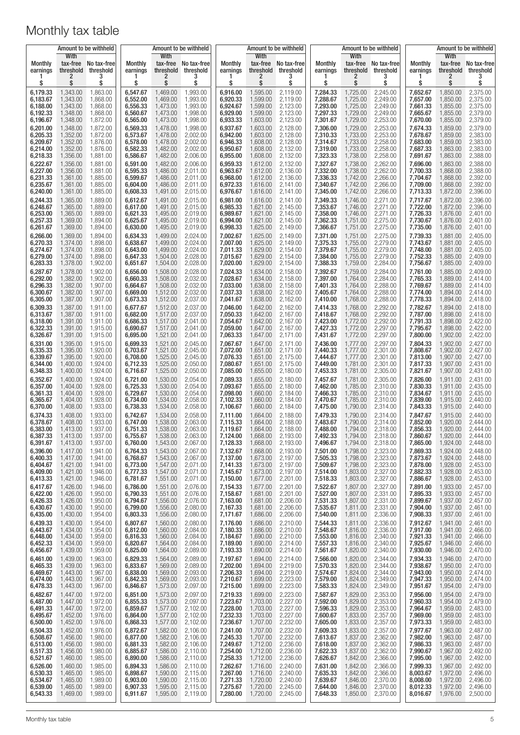# Monthly tax table

| Monthly earnings 1 $ | With tax-free threshold 2 $ | No tax-free threshold 3 $ | Monthly earnings 1 $ | With tax-free threshold 2 $ | No tax-free threshold 3 $ | Monthly earnings 1 $ | With tax-free threshold 2 $ | No tax-free threshold 3 $ | Monthly earnings 1 $ | With tax-free threshold 2 $ | No tax-free threshold 3 $ | Monthly earnings 1 $ | With tax-free threshold 2 $ | No tax-free threshold 3 $ |
|---|---|---|---|---|---|---|---|---|---|---|---|---|---|---|
| 6,179.33 | 1,343.00 | 1,863.00 | 6,547.67 | 1,469.00 | 1,993.00 | 6,916.00 | 1,595.00 | 2,119.00 | 7,284.33 | 1,725.00 | 2,245.00 | 7,652.67 | 1,850.00 | 2,375.00 |
| 6,183.67 | 1,343.00 | 1,868.00 | 6,552.00 | 1,469.00 | 1,993.00 | 6,920.33 | 1,599.00 | 2,119.00 | 7,288.67 | 1,725.00 | 2,249.00 | 7,657.00 | 1,850.00 | 2,375.00 |
| 6,188.00 | 1,343.00 | 1,868.00 | 6,556.33 | 1,473.00 | 1,993.00 | 6,924.67 | 1,599.00 | 2,123.00 | 7,293.00 | 1,725.00 | 2,249.00 | 7,661.33 | 1,855.00 | 2,375.00 |
| 6,192.33 | 1,348.00 | 1,868.00 | 6,560.67 | 1,473.00 | 1,998.00 | 6,929.00 | 1,599.00 | 2,123.00 | 7,297.33 | 1,729.00 | 2,249.00 | 7,665.67 | 1,855.00 | 2,379.00 |
| 6,196.67 | 1,348.00 | 1,872.00 | 6,565.00 | 1,473.00 | 1,998.00 | 6,933.33 | 1,603.00 | 2,123.00 | 7,301.67 | 1,729.00 | 2,253.00 | 7,670.00 | 1,855.00 | 2,379.00 |
| 6,201.00 | 1,348.00 | 1,872.00 | 6,569.33 | 1,478.00 | 1,998.00 | 6,937.67 | 1,603.00 | 2,128.00 | 7,306.00 | 1,729.00 | 2,253.00 | 7,674.33 | 1,859.00 | 2,379.00 |
| 6,205.33 | 1,352.00 | 1,872.00 | 6,573.67 | 1,478.00 | 2,002.00 | 6,942.00 | 1,603.00 | 2,128.00 | 7,310.33 | 1,733.00 | 2,253.00 | 7,678.67 | 1,859.00 | 2,383.00 |
| 6,209.67 | 1,352.00 | 1,876.00 | 6,578.00 | 1,478.00 | 2,002.00 | 6,946.33 | 1,608.00 | 2,128.00 | 7,314.67 | 1,733.00 | 2,258.00 | 7,683.00 | 1,859.00 | 2,383.00 |
| 6,214.00 | 1,352.00 | 1,876.00 | 6,582.33 | 1,482.00 | 2,002.00 | 6,950.67 | 1,608.00 | 2,132.00 | 7,319.00 | 1,733.00 | 2,258.00 | 7,687.33 | 1,863.00 | 2,383.00 |
| 6,218.33 | 1,356.00 | 1,881.00 | 6,586.67 | 1,482.00 | 2,006.00 | 6,955.00 | 1,608.00 | 2,132.00 | 7,323.33 | 1,738.00 | 2,258.00 | 7,691.67 | 1,863.00 | 2,388.00 |
| 6,222.67 | 1,356.00 | 1,881.00 | 6,591.00 | 1,482.00 | 2,006.00 | 6,959.33 | 1,612.00 | 2,132.00 | 7,327.67 | 1,738.00 | 2,262.00 | 7,696.00 | 1,863.00 | 2,388.00 |
| 6,227.00 | 1,356.00 | 1,881.00 | 6,595.33 | 1,486.00 | 2,011.00 | 6,963.67 | 1,612.00 | 2,136.00 | 7,332.00 | 1,738.00 | 2,262.00 | 7,700.33 | 1,868.00 | 2,388.00 |
| 6,231.33 | 1,361.00 | 1,885.00 | 6,599.67 | 1,486.00 | 2,011.00 | 6,968.00 | 1,612.00 | 2,136.00 | 7,336.33 | 1,742.00 | 2,266.00 | 7,704.67 | 1,868.00 | 2,392.00 |
| 6,235.67 | 1,361.00 | 1,885.00 | 6,604.00 | 1,486.00 | 2,011.00 | 6,972.33 | 1,616.00 | 2,141.00 | 7,340.67 | 1,742.00 | 2,266.00 | 7,709.00 | 1,868.00 | 2,392.00 |
| 6,240.00 | 1,361.00 | 1,885.00 | 6,608.33 | 1,491.00 | 2,015.00 | 6,976.67 | 1,616.00 | 2,141.00 | 7,345.00 | 1,742.00 | 2,266.00 | 7,713.33 | 1,872.00 | 2,396.00 |
| 6,244.33 | 1,365.00 | 1,889.00 | 6,612.67 | 1,491.00 | 2,015.00 | 6,981.00 | 1,616.00 | 2,141.00 | 7,349.33 | 1,746.00 | 2,271.00 | 7,717.67 | 1,872.00 | 2,396.00 |
| 6,248.67 | 1,365.00 | 1,889.00 | 6,617.00 | 1,491.00 | 2,015.00 | 6,985.33 | 1,621.00 | 2,145.00 | 7,353.67 | 1,746.00 | 2,271.00 | 7,722.00 | 1,872.00 | 2,396.00 |
| 6,253.00 | 1,365.00 | 1,889.00 | 6,621.33 | 1,495.00 | 2,019.00 | 6,989.67 | 1,621.00 | 2,145.00 | 7,358.00 | 1,746.00 | 2,271.00 | 7,726.33 | 1,876.00 | 2,401.00 |
| 6,257.33 | 1,369.00 | 1,894.00 | 6,625.67 | 1,495.00 | 2,019.00 | 6,994.00 | 1,621.00 | 2,145.00 | 7,362.33 | 1,751.00 | 2,275.00 | 7,730.67 | 1,876.00 | 2,401.00 |
| 6,261.67 | 1,369.00 | 1,894.00 | 6,630.00 | 1,495.00 | 2,019.00 | 6,998.33 | 1,625.00 | 2,149.00 | 7,366.67 | 1,751.00 | 2,275.00 | 7,735.00 | 1,876.00 | 2,401.00 |
| 6,266.00 | 1,369.00 | 1,894.00 | 6,634.33 | 1,499.00 | 2,024.00 | 7,002.67 | 1,625.00 | 2,149.00 | 7,371.00 | 1,751.00 | 2,275.00 | 7,739.33 | 1,881.00 | 2,405.00 |
| 6,270.33 | 1,374.00 | 1,898.00 | 6,638.67 | 1,499.00 | 2,024.00 | 7,007.00 | 1,625.00 | 2,149.00 | 7,375.33 | 1,755.00 | 2,279.00 | 7,743.67 | 1,881.00 | 2,405.00 |
| 6,274.67 | 1,374.00 | 1,898.00 | 6,643.00 | 1,499.00 | 2,024.00 | 7,011.33 | 1,629.00 | 2,154.00 | 7,379.67 | 1,755.00 | 2,279.00 | 7,748.00 | 1,881.00 | 2,405.00 |
| 6,279.00 | 1,374.00 | 1,898.00 | 6,647.33 | 1,504.00 | 2,028.00 | 7,015.67 | 1,629.00 | 2,154.00 | 7,384.00 | 1,755.00 | 2,279.00 | 7,752.33 | 1,885.00 | 2,409.00 |
| 6,283.33 | 1,378.00 | 1,902.00 | 6,651.67 | 1,504.00 | 2,028.00 | 7,020.00 | 1,629.00 | 2,154.00 | 7,388.33 | 1,759.00 | 2,284.00 | 7,756.67 | 1,885.00 | 2,409.00 |
| 6,287.67 | 1,378.00 | 1,902.00 | 6,656.00 | 1,508.00 | 2,028.00 | 7,024.33 | 1,634.00 | 2,158.00 | 7,392.67 | 1,759.00 | 2,284.00 | 7,761.00 | 1,885.00 | 2,409.00 |
| 6,292.00 | 1,382.00 | 1,902.00 | 6,660.33 | 1,508.00 | 2,032.00 | 7,028.67 | 1,634.00 | 2,158.00 | 7,397.00 | 1,764.00 | 2,284.00 | 7,765.33 | 1,889.00 | 2,414.00 |
| 6,296.33 | 1,382.00 | 1,907.00 | 6,664.67 | 1,508.00 | 2,032.00 | 7,033.00 | 1,638.00 | 2,158.00 | 7,401.33 | 1,764.00 | 2,288.00 | 7,769.67 | 1,889.00 | 2,414.00 |
| 6,300.67 | 1,382.00 | 1,907.00 | 6,669.00 | 1,512.00 | 2,032.00 | 7,037.33 | 1,638.00 | 2,162.00 | 7,405.67 | 1,764.00 | 2,288.00 | 7,774.00 | 1,894.00 | 2,414.00 |
| 6,305.00 | 1,387.00 | 1,907.00 | 6,673.33 | 1,512.00 | 2,037.00 | 7,041.67 | 1,638.00 | 2,162.00 | 7,410.00 | 1,768.00 | 2,288.00 | 7,778.33 | 1,894.00 | 2,418.00 |
| 6,309.33 | 1,387.00 | 1,911.00 | 6,677.67 | 1,512.00 | 2,037.00 | 7,046.00 | 1,642.00 | 2,162.00 | 7,414.33 | 1,768.00 | 2,292.00 | 7,782.67 | 1,894.00 | 2,418.00 |
| 6,313.67 | 1,387.00 | 1,911.00 | 6,682.00 | 1,517.00 | 2,037.00 | 7,050.33 | 1,642.00 | 2,167.00 | 7,418.67 | 1,768.00 | 2,292.00 | 7,787.00 | 1,898.00 | 2,418.00 |
| 6,318.00 | 1,391.00 | 1,911.00 | 6,686.33 | 1,517.00 | 2,041.00 | 7,054.67 | 1,642.00 | 2,167.00 | 7,423.00 | 1,772.00 | 2,292.00 | 7,791.33 | 1,898.00 | 2,422.00 |
| 6,322.33 | 1,391.00 | 1,915.00 | 6,690.67 | 1,517.00 | 2,041.00 | 7,059.00 | 1,647.00 | 2,167.00 | 7,427.33 | 1,772.00 | 2,297.00 | 7,795.67 | 1,898.00 | 2,422.00 |
| 6,326.67 | 1,391.00 | 1,915.00 | 6,695.00 | 1,521.00 | 2,041.00 | 7,063.33 | 1,647.00 | 2,171.00 | 7,431.67 | 1,772.00 | 2,297.00 | 7,800.00 | 1,902.00 | 2,422.00 |
| 6,331.00 | 1,395.00 | 1,915.00 | 6,699.33 | 1,521.00 | 2,045.00 | 7,067.67 | 1,647.00 | 2,171.00 | 7,436.00 | 1,777.00 | 2,297.00 | 7,804.33 | 1,902.00 | 2,427.00 |
| 6,335.33 | 1,395.00 | 1,920.00 | 6,703.67 | 1,521.00 | 2,045.00 | 7,072.00 | 1,651.00 | 2,171.00 | 7,440.33 | 1,777.00 | 2,301.00 | 7,808.67 | 1,902.00 | 2,427.00 |
| 6,339.67 | 1,395.00 | 1,920.00 | 6,708.00 | 1,525.00 | 2,045.00 | 7,076.33 | 1,651.00 | 2,175.00 | 7,444.67 | 1,777.00 | 2,301.00 | 7,813.00 | 1,907.00 | 2,427.00 |
| 6,344.00 | 1,400.00 | 1,924.00 | 6,712.33 | 1,525.00 | 2,050.00 | 7,080.67 | 1,651.00 | 2,175.00 | 7,449.00 | 1,781.00 | 2,301.00 | 7,817.33 | 1,907.00 | 2,431.00 |
| 6,348.33 | 1,400.00 | 1,924.00 | 6,716.67 | 1,525.00 | 2,050.00 | 7,085.00 | 1,655.00 | 2,180.00 | 7,453.33 | 1,781.00 | 2,305.00 | 7,821.67 | 1,907.00 | 2,431.00 |
| 6,352.67 | 1,400.00 | 1,924.00 | 6,721.00 | 1,530.00 | 2,054.00 | 7,089.33 | 1,655.00 | 2,180.00 | 7,457.67 | 1,781.00 | 2,305.00 | 7,826.00 | 1,911.00 | 2,431.00 |
| 6,357.00 | 1,404.00 | 1,928.00 | 6,725.33 | 1,530.00 | 2,054.00 | 7,093.67 | 1,655.00 | 2,180.00 | 7,462.00 | 1,785.00 | 2,310.00 | 7,830.33 | 1,911.00 | 2,435.00 |
| 6,361.33 | 1,404.00 | 1,928.00 | 6,729.67 | 1,530.00 | 2,054.00 | 7,098.00 | 1,660.00 | 2,184.00 | 7,466.33 | 1,785.00 | 2,310.00 | 7,834.67 | 1,911.00 | 2,435.00 |
| 6,365.67 | 1,404.00 | 1,928.00 | 6,734.00 | 1,534.00 | 2,058.00 | 7,102.33 | 1,660.00 | 2,184.00 | 7,470.67 | 1,785.00 | 2,310.00 | 7,839.00 | 1,915.00 | 2,440.00 |
| 6,370.00 | 1,408.00 | 1,933.00 | 6,738.33 | 1,534.00 | 2,058.00 | 7,106.67 | 1,660.00 | 2,184.00 | 7,475.00 | 1,790.00 | 2,314.00 | 7,843.33 | 1,915.00 | 2,440.00 |
| 6,374.33 | 1,408.00 | 1,933.00 | 6,742.67 | 1,534.00 | 2,058.00 | 7,111.00 | 1,664.00 | 2,188.00 | 7,479.33 | 1,790.00 | 2,314.00 | 7,847.67 | 1,915.00 | 2,440.00 |
| 6,378.67 | 1,408.00 | 1,933.00 | 6,747.00 | 1,538.00 | 2,063.00 | 7,115.33 | 1,664.00 | 2,188.00 | 7,483.67 | 1,790.00 | 2,314.00 | 7,852.00 | 1,920.00 | 2,444.00 |
| 6,383.00 | 1,413.00 | 1,937.00 | 6,751.33 | 1,538.00 | 2,063.00 | 7,119.67 | 1,664.00 | 2,188.00 | 7,488.00 | 1,794.00 | 2,318.00 | 7,856.33 | 1,920.00 | 2,444.00 |
| 6,387.33 | 1,413.00 | 1,937.00 | 6,755.67 | 1,538.00 | 2,063.00 | 7,124.00 | 1,668.00 | 2,193.00 | 7,492.33 | 1,794.00 | 2,318.00 | 7,860.67 | 1,920.00 | 2,444.00 |
| 6,391.67 | 1,413.00 | 1,937.00 | 6,760.00 | 1,543.00 | 2,067.00 | 7,128.33 | 1,668.00 | 2,193.00 | 7,496.67 | 1,794.00 | 2,318.00 | 7,865.00 | 1,924.00 | 2,448.00 |
| 6,396.00 | 1,417.00 | 1,941.00 | 6,764.33 | 1,543.00 | 2,067.00 | 7,132.67 | 1,668.00 | 2,193.00 | 7,501.00 | 1,798.00 | 2,323.00 | 7,869.33 | 1,924.00 | 2,448.00 |
| 6,400.33 | 1,417.00 | 1,941.00 | 6,768.67 | 1,543.00 | 2,067.00 | 7,137.00 | 1,673.00 | 2,197.00 | 7,505.33 | 1,798.00 | 2,323.00 | 7,873.67 | 1,924.00 | 2,448.00 |
| 6,404.67 | 1,421.00 | 1,941.00 | 6,773.00 | 1,547.00 | 2,071.00 | 7,141.33 | 1,673.00 | 2,197.00 | 7,509.67 | 1,798.00 | 2,323.00 | 7,878.00 | 1,928.00 | 2,453.00 |
| 6,409.00 | 1,421.00 | 1,946.00 | 6,777.33 | 1,547.00 | 2,071.00 | 7,145.67 | 1,673.00 | 2,197.00 | 7,514.00 | 1,803.00 | 2,327.00 | 7,882.33 | 1,928.00 | 2,453.00 |
| 6,413.33 | 1,421.00 | 1,946.00 | 6,781.67 | 1,551.00 | 2,071.00 | 7,150.00 | 1,677.00 | 2,201.00 | 7,518.33 | 1,803.00 | 2,327.00 | 7,886.67 | 1,928.00 | 2,453.00 |
| 6,417.67 | 1,426.00 | 1,946.00 | 6,786.00 | 1,551.00 | 2,076.00 | 7,154.33 | 1,677.00 | 2,201.00 | 7,522.67 | 1,807.00 | 2,327.00 | 7,891.00 | 1,933.00 | 2,457.00 |
| 6,422.00 | 1,426.00 | 1,950.00 | 6,790.33 | 1,551.00 | 2,076.00 | 7,158.67 | 1,681.00 | 2,201.00 | 7,527.00 | 1,807.00 | 2,331.00 | 7,895.33 | 1,933.00 | 2,457.00 |
| 6,426.33 | 1,426.00 | 1,950.00 | 6,794.67 | 1,556.00 | 2,076.00 | 7,163.00 | 1,681.00 | 2,206.00 | 7,531.33 | 1,807.00 | 2,331.00 | 7,899.67 | 1,937.00 | 2,457.00 |
| 6,430.67 | 1,430.00 | 1,950.00 | 6,799.00 | 1,556.00 | 2,080.00 | 7,167.33 | 1,681.00 | 2,206.00 | 7,535.67 | 1,811.00 | 2,331.00 | 7,904.00 | 1,937.00 | 2,461.00 |
| 6,435.00 | 1,430.00 | 1,954.00 | 6,803.33 | 1,556.00 | 2,080.00 | 7,171.67 | 1,686.00 | 2,206.00 | 7,540.00 | 1,811.00 | 2,336.00 | 7,908.33 | 1,937.00 | 2,461.00 |
| 6,439.33 | 1,430.00 | 1,954.00 | 6,807.67 | 1,560.00 | 2,080.00 | 7,176.00 | 1,686.00 | 2,210.00 | 7,544.33 | 1,811.00 | 2,336.00 | 7,912.67 | 1,941.00 | 2,461.00 |
| 6,443.67 | 1,434.00 | 1,954.00 | 6,812.00 | 1,560.00 | 2,084.00 | 7,180.33 | 1,686.00 | 2,210.00 | 7,548.67 | 1,816.00 | 2,336.00 | 7,917.00 | 1,941.00 | 2,466.00 |
| 6,448.00 | 1,434.00 | 1,959.00 | 6,816.33 | 1,560.00 | 2,084.00 | 7,184.67 | 1,690.00 | 2,210.00 | 7,553.00 | 1,816.00 | 2,340.00 | 7,921.33 | 1,941.00 | 2,466.00 |
| 6,452.33 | 1,434.00 | 1,959.00 | 6,820.67 | 1,564.00 | 2,084.00 | 7,189.00 | 1,690.00 | 2,214.00 | 7,557.33 | 1,816.00 | 2,340.00 | 7,925.67 | 1,946.00 | 2,466.00 |
| 6,456.67 | 1,439.00 | 1,959.00 | 6,825.00 | 1,564.00 | 2,089.00 | 7,193.33 | 1,690.00 | 2,214.00 | 7,561.67 | 1,820.00 | 2,340.00 | 7,930.00 | 1,946.00 | 2,470.00 |
| 6,461.00 | 1,439.00 | 1,963.00 | 6,829.33 | 1,564.00 | 2,089.00 | 7,197.67 | 1,694.00 | 2,214.00 | 7,566.00 | 1,820.00 | 2,344.00 | 7,934.33 | 1,946.00 | 2,470.00 |
| 6,465.33 | 1,439.00 | 1,963.00 | 6,833.67 | 1,569.00 | 2,089.00 | 7,202.00 | 1,694.00 | 2,219.00 | 7,570.33 | 1,820.00 | 2,344.00 | 7,938.67 | 1,950.00 | 2,470.00 |
| 6,469.67 | 1,443.00 | 1,967.00 | 6,838.00 | 1,569.00 | 2,093.00 | 7,206.33 | 1,694.00 | 2,219.00 | 7,574.67 | 1,824.00 | 2,344.00 | 7,943.00 | 1,950.00 | 2,474.00 |
| 6,474.00 | 1,443.00 | 1,967.00 | 6,842.33 | 1,569.00 | 2,093.00 | 7,210.67 | 1,699.00 | 2,223.00 | 7,579.00 | 1,824.00 | 2,349.00 | 7,947.33 | 1,950.00 | 2,474.00 |
| 6,478.33 | 1,443.00 | 1,967.00 | 6,846.67 | 1,573.00 | 2,097.00 | 7,215.00 | 1,699.00 | 2,223.00 | 7,583.33 | 1,824.00 | 2,349.00 | 7,951.67 | 1,954.00 | 2,479.00 |
| 6,482.67 | 1,447.00 | 1,972.00 | 6,851.00 | 1,573.00 | 2,097.00 | 7,219.33 | 1,699.00 | 2,223.00 | 7,587.67 | 1,829.00 | 2,353.00 | 7,956.00 | 1,954.00 | 2,479.00 |
| 6,487.00 | 1,447.00 | 1,972.00 | 6,855.33 | 1,573.00 | 2,097.00 | 7,223.67 | 1,703.00 | 2,227.00 | 7,592.00 | 1,829.00 | 2,353.00 | 7,960.33 | 1,954.00 | 2,479.00 |
| 6,491.33 | 1,447.00 | 1,972.00 | 6,859.67 | 1,577.00 | 2,102.00 | 7,228.00 | 1,703.00 | 2,227.00 | 7,596.33 | 1,829.00 | 2,353.00 | 7,964.67 | 1,959.00 | 2,483.00 |
| 6,495.67 | 1,452.00 | 1,976.00 | 6,864.00 | 1,577.00 | 2,102.00 | 7,232.33 | 1,703.00 | 2,227.00 | 7,600.67 | 1,833.00 | 2,357.00 | 7,969.00 | 1,959.00 | 2,483.00 |
| 6,500.00 | 1,452.00 | 1,976.00 | 6,868.33 | 1,577.00 | 2,102.00 | 7,236.67 | 1,707.00 | 2,232.00 | 7,605.00 | 1,833.00 | 2,357.00 | 7,973.33 | 1,959.00 | 2,483.00 |
| 6,504.33 | 1,452.00 | 1,976.00 | 6,872.67 | 1,582.00 | 2,106.00 | 7,241.00 | 1,707.00 | 2,232.00 | 7,609.33 | 1,833.00 | 2,357.00 | 7,977.67 | 1,963.00 | 2,487.00 |
| 6,508.67 | 1,456.00 | 1,980.00 | 6,877.00 | 1,582.00 | 2,106.00 | 7,245.33 | 1,707.00 | 2,232.00 | 7,613.67 | 1,837.00 | 2,362.00 | 7,982.00 | 1,963.00 | 2,487.00 |
| 6,513.00 | 1,456.00 | 1,980.00 | 6,881.33 | 1,582.00 | 2,106.00 | 7,249.67 | 1,712.00 | 2,236.00 | 7,618.00 | 1,837.00 | 2,362.00 | 7,986.33 | 1,963.00 | 2,487.00 |
| 6,517.33 | 1,456.00 | 1,980.00 | 6,885.67 | 1,586.00 | 2,110.00 | 7,254.00 | 1,712.00 | 2,236.00 | 7,622.33 | 1,837.00 | 2,362.00 | 7,990.67 | 1,967.00 | 2,492.00 |
| 6,521.67 | 1,460.00 | 1,985.00 | 6,890.00 | 1,586.00 | 2,110.00 | 7,258.33 | 1,712.00 | 2,236.00 | 7,626.67 | 1,842.00 | 2,366.00 | 7,995.00 | 1,967.00 | 2,492.00 |
| 6,526.00 | 1,460.00 | 1,985.00 | 6,894.33 | 1,586.00 | 2,110.00 | 7,262.67 | 1,716.00 | 2,240.00 | 7,631.00 | 1,842.00 | 2,366.00 | 7,999.33 | 1,967.00 | 2,492.00 |
| 6,530.33 | 1,465.00 | 1,985.00 | 6,898.67 | 1,590.00 | 2,115.00 | 7,267.00 | 1,716.00 | 2,240.00 | 7,635.33 | 1,842.00 | 2,366.00 | 8,003.67 | 1,972.00 | 2,496.00 |
| 6,534.67 | 1,465.00 | 1,989.00 | 6,903.00 | 1,590.00 | 2,115.00 | 7,271.33 | 1,720.00 | 2,240.00 | 7,639.67 | 1,846.00 | 2,370.00 | 8,008.00 | 1,972.00 | 2,496.00 |
| 6,539.00 | 1,465.00 | 1,989.00 | 6,907.33 | 1,595.00 | 2,115.00 | 7,275.67 | 1,720.00 | 2,245.00 | 7,644.00 | 1,846.00 | 2,370.00 | 8,012.33 | 1,972.00 | 2,496.00 |
| 6,543.33 | 1,469.00 | 1,989.00 | 6,911.67 | 1,595.00 | 2,119.00 | 7,280.00 | 1,720.00 | 2,245.00 | 7,648.33 | 1,850.00 | 2,370.00 | 8,016.67 | 1,976.00 | 2,500.00 |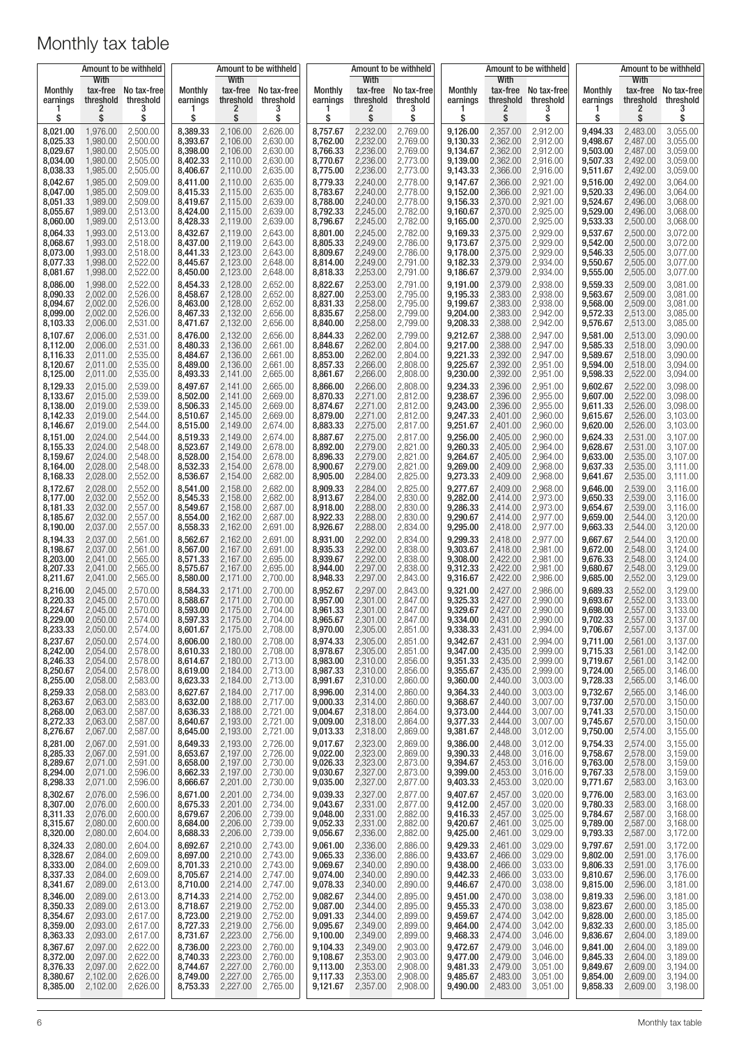# Monthly tax table

| Monthly earnings | With tax-free threshold | No tax-free threshold | Monthly earnings | With tax-free threshold | No tax-free threshold | Monthly earnings | With tax-free threshold | No tax-free threshold | Monthly earnings | With tax-free threshold | No tax-free threshold | Monthly earnings | With tax-free threshold | No tax-free threshold |
|---|---|---|---|---|---|---|---|---|---|---|---|---|---|---|
| | Amount to be withheld | | | Amount to be withheld | | | Amount to be withheld | | | Amount to be withheld | | | Amount to be withheld | |
| 1 | 2 | 3 | 1 | 2 | 3 | 1 | 2 | 3 | 1 | 2 | 3 | 1 | 2 | 3 |
| $ | $ | $ | $ | $ | $ | $ | $ | $ | $ | $ | $ | $ | $ | $ |
| 8,021.00 | 1,976.00 | 2,500.00 | 8,389.33 | 2,106.00 | 2,626.00 | 8,757.67 | 2,232.00 | 2,769.00 | 9,126.00 | 2,357.00 | 2,912.00 | 9,494.33 | 2,483.00 | 3,055.00 |
| 8,025.33 | 1,980.00 | 2,500.00 | 8,393.67 | 2,106.00 | 2,630.00 | 8,762.00 | 2,232.00 | 2,769.00 | 9,130.33 | 2,362.00 | 2,912.00 | 9,498.67 | 2,487.00 | 3,055.00 |
| 8,029.67 | 1,980.00 | 2,505.00 | 8,398.00 | 2,106.00 | 2,630.00 | 8,766.33 | 2,236.00 | 2,769.00 | 9,134.67 | 2,362.00 | 2,912.00 | 9,503.00 | 2,487.00 | 3,059.00 |
| 8,034.00 | 1,980.00 | 2,505.00 | 8,402.33 | 2,110.00 | 2,630.00 | 8,770.67 | 2,236.00 | 2,773.00 | 9,139.00 | 2,362.00 | 2,916.00 | 9,507.33 | 2,492.00 | 3,059.00 |
| 8,038.33 | 1,985.00 | 2,505.00 | 8,406.67 | 2,110.00 | 2,635.00 | 8,775.00 | 2,236.00 | 2,773.00 | 9,143.33 | 2,366.00 | 2,916.00 | 9,511.67 | 2,492.00 | 3,059.00 |
| 8,042.67 | 1,985.00 | 2,509.00 | 8,411.00 | 2,110.00 | 2,635.00 | 8,779.33 | 2,240.00 | 2,778.00 | 9,147.67 | 2,366.00 | 2,921.00 | 9,516.00 | 2,492.00 | 3,064.00 |
| 8,047.00 | 1,985.00 | 2,509.00 | 8,415.33 | 2,115.00 | 2,635.00 | 8,783.67 | 2,240.00 | 2,778.00 | 9,152.00 | 2,366.00 | 2,921.00 | 9,520.33 | 2,496.00 | 3,064.00 |
| 8,051.33 | 1,989.00 | 2,509.00 | 8,419.67 | 2,115.00 | 2,639.00 | 8,788.00 | 2,240.00 | 2,778.00 | 9,156.33 | 2,370.00 | 2,921.00 | 9,524.67 | 2,496.00 | 3,068.00 |
| 8,055.67 | 1,989.00 | 2,513.00 | 8,424.00 | 2,115.00 | 2,639.00 | 8,792.33 | 2,245.00 | 2,782.00 | 9,160.67 | 2,370.00 | 2,925.00 | 9,529.00 | 2,496.00 | 3,068.00 |
| 8,060.00 | 1,989.00 | 2,513.00 | 8,428.33 | 2,119.00 | 2,639.00 | 8,796.67 | 2,245.00 | 2,782.00 | 9,165.00 | 2,370.00 | 2,925.00 | 9,533.33 | 2,500.00 | 3,068.00 |
| 8,064.33 | 1,993.00 | 2,513.00 | 8,432.67 | 2,119.00 | 2,643.00 | 8,801.00 | 2,245.00 | 2,782.00 | 9,169.33 | 2,375.00 | 2,929.00 | 9,537.67 | 2,500.00 | 3,072.00 |
| 8,068.67 | 1,993.00 | 2,518.00 | 8,437.00 | 2,119.00 | 2,643.00 | 8,805.33 | 2,249.00 | 2,786.00 | 9,173.67 | 2,375.00 | 2,929.00 | 9,542.00 | 2,500.00 | 3,072.00 |
| 8,073.00 | 1,993.00 | 2,518.00 | 8,441.33 | 2,123.00 | 2,643.00 | 8,809.67 | 2,249.00 | 2,786.00 | 9,178.00 | 2,375.00 | 2,929.00 | 9,546.33 | 2,505.00 | 3,077.00 |
| 8,077.33 | 1,998.00 | 2,522.00 | 8,445.67 | 2,123.00 | 2,648.00 | 8,814.00 | 2,249.00 | 2,791.00 | 9,182.33 | 2,379.00 | 2,934.00 | 9,550.67 | 2,505.00 | 3,077.00 |
| 8,081.67 | 1,998.00 | 2,522.00 | 8,450.00 | 2,123.00 | 2,648.00 | 8,818.33 | 2,253.00 | 2,791.00 | 9,186.67 | 2,379.00 | 2,934.00 | 9,555.00 | 2,505.00 | 3,077.00 |
| 8,086.00 | 1,998.00 | 2,522.00 | 8,454.33 | 2,128.00 | 2,652.00 | 8,822.67 | 2,253.00 | 2,791.00 | 9,191.00 | 2,379.00 | 2,938.00 | 9,559.33 | 2,509.00 | 3,081.00 |
| 8,090.33 | 2,002.00 | 2,526.00 | 8,458.67 | 2,128.00 | 2,652.00 | 8,827.00 | 2,253.00 | 2,795.00 | 9,195.33 | 2,383.00 | 2,938.00 | 9,563.67 | 2,509.00 | 3,081.00 |
| 8,094.67 | 2,002.00 | 2,526.00 | 8,463.00 | 2,128.00 | 2,652.00 | 8,831.33 | 2,258.00 | 2,795.00 | 9,199.67 | 2,383.00 | 2,938.00 | 9,568.00 | 2,509.00 | 3,081.00 |
| 8,099.00 | 2,002.00 | 2,526.00 | 8,467.33 | 2,132.00 | 2,656.00 | 8,835.67 | 2,258.00 | 2,799.00 | 9,204.00 | 2,383.00 | 2,942.00 | 9,572.33 | 2,513.00 | 3,085.00 |
| 8,103.33 | 2,006.00 | 2,531.00 | 8,471.67 | 2,132.00 | 2,656.00 | 8,840.00 | 2,258.00 | 2,799.00 | 9,208.33 | 2,388.00 | 2,942.00 | 9,576.67 | 2,513.00 | 3,085.00 |
| 8,107.67 | 2,006.00 | 2,531.00 | 8,476.00 | 2,132.00 | 2,656.00 | 8,844.33 | 2,262.00 | 2,799.00 | 9,212.67 | 2,388.00 | 2,947.00 | 9,581.00 | 2,513.00 | 3,090.00 |
| 8,112.00 | 2,006.00 | 2,531.00 | 8,480.33 | 2,136.00 | 2,661.00 | 8,848.67 | 2,262.00 | 2,804.00 | 9,217.00 | 2,388.00 | 2,947.00 | 9,585.33 | 2,518.00 | 3,090.00 |
| 8,116.33 | 2,011.00 | 2,535.00 | 8,484.67 | 2,136.00 | 2,661.00 | 8,853.00 | 2,262.00 | 2,804.00 | 9,221.33 | 2,392.00 | 2,947.00 | 9,589.67 | 2,518.00 | 3,090.00 |
| 8,120.67 | 2,011.00 | 2,535.00 | 8,489.00 | 2,136.00 | 2,661.00 | 8,857.33 | 2,266.00 | 2,808.00 | 9,225.67 | 2,392.00 | 2,951.00 | 9,594.00 | 2,518.00 | 3,094.00 |
| 8,125.00 | 2,011.00 | 2,535.00 | 8,493.33 | 2,141.00 | 2,665.00 | 8,861.67 | 2,266.00 | 2,808.00 | 9,230.00 | 2,392.00 | 2,951.00 | 9,598.33 | 2,522.00 | 3,094.00 |
| 8,129.33 | 2,015.00 | 2,539.00 | 8,497.67 | 2,141.00 | 2,665.00 | 8,866.00 | 2,266.00 | 2,808.00 | 9,234.33 | 2,396.00 | 2,951.00 | 9,602.67 | 2,522.00 | 3,098.00 |
| 8,133.67 | 2,015.00 | 2,539.00 | 8,502.00 | 2,141.00 | 2,669.00 | 8,870.33 | 2,271.00 | 2,812.00 | 9,238.67 | 2,396.00 | 2,955.00 | 9,607.00 | 2,522.00 | 3,098.00 |
| 8,138.00 | 2,019.00 | 2,539.00 | 8,506.33 | 2,145.00 | 2,669.00 | 8,874.67 | 2,271.00 | 2,812.00 | 9,243.00 | 2,396.00 | 2,955.00 | 9,611.33 | 2,526.00 | 3,098.00 |
| 8,142.33 | 2,019.00 | 2,544.00 | 8,510.67 | 2,145.00 | 2,669.00 | 8,879.00 | 2,271.00 | 2,812.00 | 9,247.33 | 2,401.00 | 2,960.00 | 9,615.67 | 2,526.00 | 3,103.00 |
| 8,146.67 | 2,019.00 | 2,544.00 | 8,515.00 | 2,149.00 | 2,674.00 | 8,883.33 | 2,275.00 | 2,817.00 | 9,251.67 | 2,401.00 | 2,960.00 | 9,620.00 | 2,526.00 | 3,103.00 |
| 8,151.00 | 2,024.00 | 2,544.00 | 8,519.33 | 2,149.00 | 2,674.00 | 8,887.67 | 2,275.00 | 2,817.00 | 9,256.00 | 2,405.00 | 2,960.00 | 9,624.33 | 2,531.00 | 3,107.00 |
| 8,155.33 | 2,024.00 | 2,548.00 | 8,523.67 | 2,149.00 | 2,678.00 | 8,892.00 | 2,279.00 | 2,821.00 | 9,260.33 | 2,405.00 | 2,964.00 | 9,628.67 | 2,531.00 | 3,107.00 |
| 8,159.67 | 2,024.00 | 2,548.00 | 8,528.00 | 2,154.00 | 2,678.00 | 8,896.33 | 2,279.00 | 2,821.00 | 9,264.67 | 2,405.00 | 2,964.00 | 9,633.00 | 2,535.00 | 3,107.00 |
| 8,164.00 | 2,028.00 | 2,548.00 | 8,532.33 | 2,154.00 | 2,678.00 | 8,900.67 | 2,279.00 | 2,821.00 | 9,269.00 | 2,409.00 | 2,968.00 | 9,637.33 | 2,535.00 | 3,111.00 |
| 8,168.33 | 2,028.00 | 2,552.00 | 8,536.67 | 2,154.00 | 2,682.00 | 8,905.00 | 2,284.00 | 2,825.00 | 9,273.33 | 2,409.00 | 2,968.00 | 9,641.67 | 2,535.00 | 3,111.00 |
| 8,172.67 | 2,028.00 | 2,552.00 | 8,541.00 | 2,158.00 | 2,682.00 | 8,909.33 | 2,284.00 | 2,825.00 | 9,277.67 | 2,409.00 | 2,968.00 | 9,646.00 | 2,539.00 | 3,116.00 |
| 8,177.00 | 2,032.00 | 2,552.00 | 8,545.33 | 2,158.00 | 2,682.00 | 8,913.67 | 2,284.00 | 2,830.00 | 9,282.00 | 2,414.00 | 2,973.00 | 9,650.33 | 2,539.00 | 3,116.00 |
| 8,181.33 | 2,032.00 | 2,557.00 | 8,549.67 | 2,158.00 | 2,687.00 | 8,918.00 | 2,288.00 | 2,830.00 | 9,286.33 | 2,414.00 | 2,973.00 | 9,654.67 | 2,539.00 | 3,116.00 |
| 8,185.67 | 2,032.00 | 2,557.00 | 8,554.00 | 2,162.00 | 2,687.00 | 8,922.33 | 2,288.00 | 2,830.00 | 9,290.67 | 2,414.00 | 2,977.00 | 9,659.00 | 2,544.00 | 3,120.00 |
| 8,190.00 | 2,037.00 | 2,557.00 | 8,558.33 | 2,162.00 | 2,691.00 | 8,926.67 | 2,288.00 | 2,834.00 | 9,295.00 | 2,418.00 | 2,977.00 | 9,663.33 | 2,544.00 | 3,120.00 |
| 8,194.33 | 2,037.00 | 2,561.00 | 8,562.67 | 2,162.00 | 2,691.00 | 8,931.00 | 2,292.00 | 2,834.00 | 9,299.33 | 2,418.00 | 2,977.00 | 9,667.67 | 2,544.00 | 3,120.00 |
| 8,198.67 | 2,037.00 | 2,561.00 | 8,567.00 | 2,167.00 | 2,691.00 | 8,935.33 | 2,292.00 | 2,838.00 | 9,303.67 | 2,418.00 | 2,981.00 | 9,672.00 | 2,548.00 | 3,124.00 |
| 8,203.00 | 2,041.00 | 2,565.00 | 8,571.33 | 2,167.00 | 2,695.00 | 8,939.67 | 2,292.00 | 2,838.00 | 9,308.00 | 2,422.00 | 2,981.00 | 9,676.33 | 2,548.00 | 3,124.00 |
| 8,207.33 | 2,041.00 | 2,565.00 | 8,575.67 | 2,167.00 | 2,695.00 | 8,944.00 | 2,297.00 | 2,838.00 | 9,312.33 | 2,422.00 | 2,981.00 | 9,680.67 | 2,548.00 | 3,129.00 |
| 8,211.67 | 2,041.00 | 2,565.00 | 8,580.00 | 2,171.00 | 2,700.00 | 8,948.33 | 2,297.00 | 2,843.00 | 9,316.67 | 2,422.00 | 2,986.00 | 9,685.00 | 2,552.00 | 3,129.00 |
| 8,216.00 | 2,045.00 | 2,570.00 | 8,584.33 | 2,171.00 | 2,700.00 | 8,952.67 | 2,297.00 | 2,843.00 | 9,321.00 | 2,427.00 | 2,986.00 | 9,689.33 | 2,552.00 | 3,129.00 |
| 8,220.33 | 2,045.00 | 2,570.00 | 8,588.67 | 2,171.00 | 2,700.00 | 8,957.00 | 2,301.00 | 2,847.00 | 9,325.33 | 2,427.00 | 2,990.00 | 9,693.67 | 2,552.00 | 3,133.00 |
| 8,224.67 | 2,045.00 | 2,570.00 | 8,593.00 | 2,175.00 | 2,704.00 | 8,961.33 | 2,301.00 | 2,847.00 | 9,329.67 | 2,427.00 | 2,990.00 | 9,698.00 | 2,557.00 | 3,133.00 |
| 8,229.00 | 2,050.00 | 2,574.00 | 8,597.33 | 2,175.00 | 2,704.00 | 8,965.67 | 2,301.00 | 2,847.00 | 9,334.00 | 2,431.00 | 2,990.00 | 9,702.33 | 2,557.00 | 3,137.00 |
| 8,233.33 | 2,050.00 | 2,574.00 | 8,601.67 | 2,175.00 | 2,708.00 | 8,970.00 | 2,305.00 | 2,851.00 | 9,338.33 | 2,431.00 | 2,994.00 | 9,706.67 | 2,557.00 | 3,137.00 |
| 8,237.67 | 2,050.00 | 2,574.00 | 8,606.00 | 2,180.00 | 2,708.00 | 8,974.33 | 2,305.00 | 2,851.00 | 9,342.67 | 2,431.00 | 2,994.00 | 9,711.00 | 2,561.00 | 3,137.00 |
| 8,242.00 | 2,054.00 | 2,578.00 | 8,610.33 | 2,180.00 | 2,708.00 | 8,978.67 | 2,305.00 | 2,851.00 | 9,347.00 | 2,435.00 | 2,999.00 | 9,715.33 | 2,561.00 | 3,142.00 |
| 8,246.33 | 2,054.00 | 2,578.00 | 8,614.67 | 2,180.00 | 2,713.00 | 8,983.00 | 2,310.00 | 2,856.00 | 9,351.33 | 2,435.00 | 2,999.00 | 9,719.67 | 2,561.00 | 3,142.00 |
| 8,250.67 | 2,054.00 | 2,578.00 | 8,619.00 | 2,184.00 | 2,713.00 | 8,987.33 | 2,310.00 | 2,856.00 | 9,355.67 | 2,435.00 | 2,999.00 | 9,724.00 | 2,565.00 | 3,146.00 |
| 8,255.00 | 2,058.00 | 2,583.00 | 8,623.33 | 2,184.00 | 2,713.00 | 8,991.67 | 2,310.00 | 2,860.00 | 9,360.00 | 2,440.00 | 3,003.00 | 9,728.33 | 2,565.00 | 3,146.00 |
| 8,259.33 | 2,058.00 | 2,583.00 | 8,627.67 | 2,184.00 | 2,717.00 | 8,996.00 | 2,314.00 | 2,860.00 | 9,364.33 | 2,440.00 | 3,003.00 | 9,732.67 | 2,565.00 | 3,146.00 |
| 8,263.67 | 2,063.00 | 2,583.00 | 8,632.00 | 2,188.00 | 2,717.00 | 9,000.33 | 2,314.00 | 2,860.00 | 9,368.67 | 2,440.00 | 3,007.00 | 9,737.00 | 2,570.00 | 3,150.00 |
| 8,268.00 | 2,063.00 | 2,587.00 | 8,636.33 | 2,188.00 | 2,721.00 | 9,004.67 | 2,318.00 | 2,864.00 | 9,373.00 | 2,444.00 | 3,007.00 | 9,741.33 | 2,570.00 | 3,150.00 |
| 8,272.33 | 2,063.00 | 2,587.00 | 8,640.67 | 2,193.00 | 2,721.00 | 9,009.00 | 2,318.00 | 2,864.00 | 9,377.33 | 2,444.00 | 3,007.00 | 9,745.67 | 2,570.00 | 3,150.00 |
| 8,276.67 | 2,067.00 | 2,587.00 | 8,645.00 | 2,193.00 | 2,721.00 | 9,013.33 | 2,318.00 | 2,869.00 | 9,381.67 | 2,448.00 | 3,012.00 | 9,750.00 | 2,574.00 | 3,155.00 |
| 8,281.00 | 2,067.00 | 2,591.00 | 8,649.33 | 2,193.00 | 2,726.00 | 9,017.67 | 2,323.00 | 2,869.00 | 9,386.00 | 2,448.00 | 3,012.00 | 9,754.33 | 2,574.00 | 3,155.00 |
| 8,285.33 | 2,067.00 | 2,591.00 | 8,653.67 | 2,197.00 | 2,726.00 | 9,022.00 | 2,323.00 | 2,869.00 | 9,390.33 | 2,448.00 | 3,016.00 | 9,758.67 | 2,578.00 | 3,159.00 |
| 8,289.67 | 2,071.00 | 2,591.00 | 8,658.00 | 2,197.00 | 2,730.00 | 9,026.33 | 2,323.00 | 2,873.00 | 9,394.67 | 2,453.00 | 3,016.00 | 9,763.00 | 2,578.00 | 3,159.00 |
| 8,294.00 | 2,071.00 | 2,596.00 | 8,662.33 | 2,197.00 | 2,730.00 | 9,030.67 | 2,327.00 | 2,873.00 | 9,399.00 | 2,453.00 | 3,016.00 | 9,767.33 | 2,578.00 | 3,159.00 |
| 8,298.33 | 2,071.00 | 2,596.00 | 8,666.67 | 2,201.00 | 2,730.00 | 9,035.00 | 2,327.00 | 2,877.00 | 9,403.33 | 2,453.00 | 3,020.00 | 9,771.67 | 2,583.00 | 3,163.00 |
| 8,302.67 | 2,076.00 | 2,596.00 | 8,671.00 | 2,201.00 | 2,734.00 | 9,039.33 | 2,327.00 | 2,877.00 | 9,407.67 | 2,457.00 | 3,020.00 | 9,776.00 | 2,583.00 | 3,163.00 |
| 8,307.00 | 2,076.00 | 2,600.00 | 8,675.33 | 2,201.00 | 2,734.00 | 9,043.67 | 2,331.00 | 2,877.00 | 9,412.00 | 2,457.00 | 3,020.00 | 9,780.33 | 2,583.00 | 3,168.00 |
| 8,311.33 | 2,076.00 | 2,600.00 | 8,679.67 | 2,206.00 | 2,739.00 | 9,048.00 | 2,331.00 | 2,882.00 | 9,416.33 | 2,457.00 | 3,025.00 | 9,784.67 | 2,587.00 | 3,168.00 |
| 8,315.67 | 2,080.00 | 2,600.00 | 8,684.00 | 2,206.00 | 2,739.00 | 9,052.33 | 2,331.00 | 2,882.00 | 9,420.67 | 2,461.00 | 3,025.00 | 9,789.00 | 2,587.00 | 3,168.00 |
| 8,320.00 | 2,080.00 | 2,604.00 | 8,688.33 | 2,206.00 | 2,739.00 | 9,056.67 | 2,336.00 | 2,882.00 | 9,425.00 | 2,461.00 | 3,029.00 | 9,793.33 | 2,587.00 | 3,172.00 |
| 8,324.33 | 2,080.00 | 2,604.00 | 8,692.67 | 2,210.00 | 2,743.00 | 9,061.00 | 2,336.00 | 2,886.00 | 9,429.33 | 2,461.00 | 3,029.00 | 9,797.67 | 2,591.00 | 3,172.00 |
| 8,328.67 | 2,084.00 | 2,609.00 | 8,697.00 | 2,210.00 | 2,743.00 | 9,065.33 | 2,336.00 | 2,886.00 | 9,433.67 | 2,466.00 | 3,029.00 | 9,802.00 | 2,591.00 | 3,176.00 |
| 8,333.00 | 2,084.00 | 2,609.00 | 8,701.33 | 2,210.00 | 2,743.00 | 9,069.67 | 2,340.00 | 2,890.00 | 9,438.00 | 2,466.00 | 3,033.00 | 9,806.33 | 2,591.00 | 3,176.00 |
| 8,337.33 | 2,084.00 | 2,609.00 | 8,705.67 | 2,214.00 | 2,747.00 | 9,074.00 | 2,340.00 | 2,890.00 | 9,442.33 | 2,466.00 | 3,033.00 | 9,810.67 | 2,596.00 | 3,176.00 |
| 8,341.67 | 2,089.00 | 2,613.00 | 8,710.00 | 2,214.00 | 2,747.00 | 9,078.33 | 2,340.00 | 2,890.00 | 9,446.67 | 2,470.00 | 3,038.00 | 9,815.00 | 2,596.00 | 3,181.00 |
| 8,346.00 | 2,089.00 | 2,613.00 | 8,714.33 | 2,214.00 | 2,752.00 | 9,082.67 | 2,344.00 | 2,895.00 | 9,451.00 | 2,470.00 | 3,038.00 | 9,819.33 | 2,596.00 | 3,181.00 |
| 8,350.33 | 2,089.00 | 2,613.00 | 8,718.67 | 2,219.00 | 2,752.00 | 9,087.00 | 2,344.00 | 2,895.00 | 9,455.33 | 2,470.00 | 3,038.00 | 9,823.67 | 2,600.00 | 3,185.00 |
| 8,354.67 | 2,093.00 | 2,617.00 | 8,723.00 | 2,219.00 | 2,752.00 | 9,091.33 | 2,344.00 | 2,899.00 | 9,459.67 | 2,474.00 | 3,042.00 | 9,828.00 | 2,600.00 | 3,185.00 |
| 8,359.00 | 2,093.00 | 2,617.00 | 8,727.33 | 2,219.00 | 2,756.00 | 9,095.67 | 2,349.00 | 2,899.00 | 9,464.00 | 2,474.00 | 3,042.00 | 9,832.33 | 2,600.00 | 3,185.00 |
| 8,363.33 | 2,093.00 | 2,617.00 | 8,731.67 | 2,223.00 | 2,756.00 | 9,100.00 | 2,349.00 | 2,899.00 | 9,468.33 | 2,474.00 | 3,046.00 | 9,836.67 | 2,604.00 | 3,189.00 |
| 8,367.67 | 2,097.00 | 2,622.00 | 8,736.00 | 2,223.00 | 2,760.00 | 9,104.33 | 2,349.00 | 2,903.00 | 9,472.67 | 2,479.00 | 3,046.00 | 9,841.00 | 2,604.00 | 3,189.00 |
| 8,372.00 | 2,097.00 | 2,622.00 | 8,740.33 | 2,223.00 | 2,760.00 | 9,108.67 | 2,353.00 | 2,903.00 | 9,477.00 | 2,479.00 | 3,046.00 | 9,845.33 | 2,604.00 | 3,189.00 |
| 8,376.33 | 2,097.00 | 2,622.00 | 8,744.67 | 2,227.00 | 2,760.00 | 9,113.00 | 2,353.00 | 2,908.00 | 9,481.33 | 2,479.00 | 3,051.00 | 9,849.67 | 2,609.00 | 3,194.00 |
| 8,380.67 | 2,102.00 | 2,626.00 | 8,749.00 | 2,227.00 | 2,765.00 | 9,117.33 | 2,353.00 | 2,908.00 | 9,485.67 | 2,483.00 | 3,051.00 | 9,854.00 | 2,609.00 | 3,194.00 |
| 8,385.00 | 2,102.00 | 2,626.00 | 8,753.33 | 2,227.00 | 2,765.00 | 9,121.67 | 2,357.00 | 2,908.00 | 9,490.00 | 2,483.00 | 3,051.00 | 9,858.33 | 2,609.00 | 3,198.00 |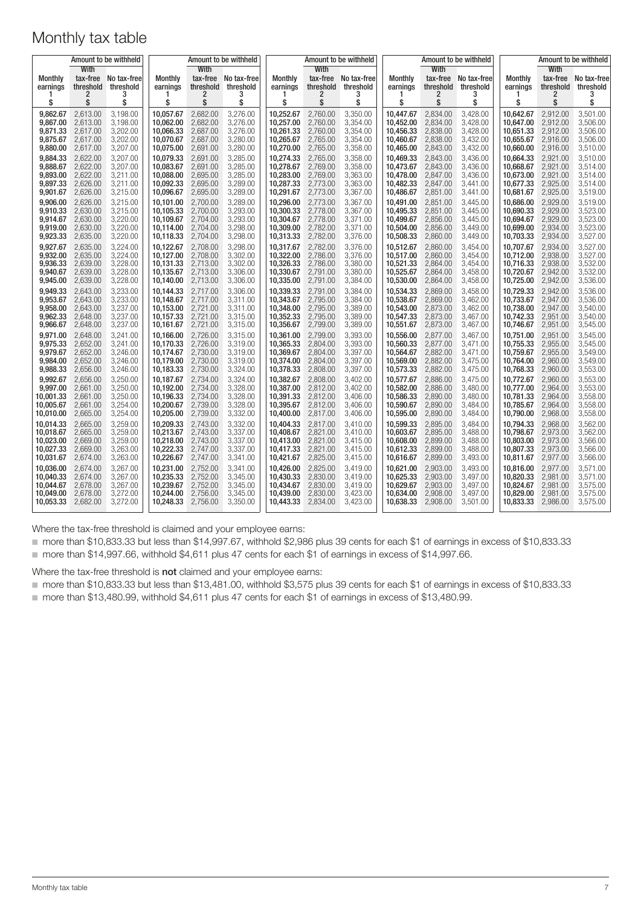# Monthly tax table

| Monthly earnings 1 $ | Amount to be withheld With tax-free threshold 2 $ | Amount to be withheld No tax-free threshold 3 $ | Monthly earnings 1 $ | Amount to be withheld With tax-free threshold 2 $ | Amount to be withheld No tax-free threshold 3 $ | Monthly earnings 1 $ | Amount to be withheld With tax-free threshold 2 $ | Amount to be withheld No tax-free threshold 3 $ | Monthly earnings 1 $ | Amount to be withheld With tax-free threshold 2 $ | Amount to be withheld No tax-free threshold 3 $ | Monthly earnings 1 $ | Amount to be withheld With tax-free threshold 2 $ | Amount to be withheld No tax-free threshold 3 $ |
|---|---|---|---|---|---|---|---|---|---|---|---|---|---|---|
| 9,862.67 | 2,613.00 | 3,198.00 | 10,057.67 | 2,682.00 | 3,276.00 | 10,252.67 | 2,760.00 | 3,350.00 | 10,447.67 | 2,834.00 | 3,428.00 | 10,642.67 | 2,912.00 | 3,501.00 |
| 9,867.00 | 2,613.00 | 3,198.00 | 10,062.00 | 2,682.00 | 3,276.00 | 10,257.00 | 2,760.00 | 3,354.00 | 10,452.00 | 2,834.00 | 3,428.00 | 10,647.00 | 2,912.00 | 3,506.00 |
| 9,871.33 | 2,617.00 | 3,202.00 | 10,066.33 | 2,687.00 | 3,276.00 | 10,261.33 | 2,760.00 | 3,354.00 | 10,456.33 | 2,838.00 | 3,428.00 | 10,651.33 | 2,912.00 | 3,506.00 |
| 9,875.67 | 2,617.00 | 3,202.00 | 10,070.67 | 2,687.00 | 3,280.00 | 10,265.67 | 2,765.00 | 3,354.00 | 10,460.67 | 2,838.00 | 3,432.00 | 10,655.67 | 2,916.00 | 3,506.00 |
| 9,880.00 | 2,617.00 | 3,207.00 | 10,075.00 | 2,691.00 | 3,280.00 | 10,270.00 | 2,765.00 | 3,358.00 | 10,465.00 | 2,843.00 | 3,432.00 | 10,660.00 | 2,916.00 | 3,510.00 |
| 9,884.33 | 2,622.00 | 3,207.00 | 10,079.33 | 2,691.00 | 3,285.00 | 10,274.33 | 2,765.00 | 3,358.00 | 10,469.33 | 2,843.00 | 3,436.00 | 10,664.33 | 2,921.00 | 3,510.00 |
| 9,888.67 | 2,622.00 | 3,207.00 | 10,083.67 | 2,691.00 | 3,285.00 | 10,278.67 | 2,769.00 | 3,358.00 | 10,473.67 | 2,843.00 | 3,436.00 | 10,668.67 | 2,921.00 | 3,514.00 |
| 9,893.00 | 2,622.00 | 3,211.00 | 10,088.00 | 2,695.00 | 3,285.00 | 10,283.00 | 2,769.00 | 3,363.00 | 10,478.00 | 2,847.00 | 3,436.00 | 10,673.00 | 2,921.00 | 3,514.00 |
| 9,897.33 | 2,626.00 | 3,211.00 | 10,092.33 | 2,695.00 | 3,289.00 | 10,287.33 | 2,773.00 | 3,363.00 | 10,482.33 | 2,847.00 | 3,441.00 | 10,677.33 | 2,925.00 | 3,514.00 |
| 9,901.67 | 2,626.00 | 3,215.00 | 10,096.67 | 2,695.00 | 3,289.00 | 10,291.67 | 2,773.00 | 3,367.00 | 10,486.67 | 2,851.00 | 3,441.00 | 10,681.67 | 2,925.00 | 3,519.00 |
| 9,906.00 | 2,626.00 | 3,215.00 | 10,101.00 | 2,700.00 | 3,289.00 | 10,296.00 | 2,773.00 | 3,367.00 | 10,491.00 | 2,851.00 | 3,445.00 | 10,686.00 | 2,929.00 | 3,519.00 |
| 9,910.33 | 2,630.00 | 3,215.00 | 10,105.33 | 2,700.00 | 3,293.00 | 10,300.33 | 2,778.00 | 3,367.00 | 10,495.33 | 2,851.00 | 3,445.00 | 10,690.33 | 2,929.00 | 3,523.00 |
| 9,914.67 | 2,630.00 | 3,220.00 | 10,109.67 | 2,704.00 | 3,293.00 | 10,304.67 | 2,778.00 | 3,371.00 | 10,499.67 | 2,856.00 | 3,445.00 | 10,694.67 | 2,929.00 | 3,523.00 |
| 9,919.00 | 2,630.00 | 3,220.00 | 10,114.00 | 2,704.00 | 3,298.00 | 10,309.00 | 2,782.00 | 3,371.00 | 10,504.00 | 2,856.00 | 3,449.00 | 10,699.00 | 2,934.00 | 3,523.00 |
| 9,923.33 | 2,635.00 | 3,220.00 | 10,118.33 | 2,704.00 | 3,298.00 | 10,313.33 | 2,782.00 | 3,376.00 | 10,508.33 | 2,860.00 | 3,449.00 | 10,703.33 | 2,934.00 | 3,527.00 |
| 9,927.67 | 2,635.00 | 3,224.00 | 10,122.67 | 2,708.00 | 3,298.00 | 10,317.67 | 2,782.00 | 3,376.00 | 10,512.67 | 2,860.00 | 3,454.00 | 10,707.67 | 2,934.00 | 3,527.00 |
| 9,932.00 | 2,635.00 | 3,224.00 | 10,127.00 | 2,708.00 | 3,302.00 | 10,322.00 | 2,786.00 | 3,376.00 | 10,517.00 | 2,860.00 | 3,454.00 | 10,712.00 | 2,938.00 | 3,527.00 |
| 9,936.33 | 2,639.00 | 3,228.00 | 10,131.33 | 2,713.00 | 3,302.00 | 10,326.33 | 2,786.00 | 3,380.00 | 10,521.33 | 2,864.00 | 3,454.00 | 10,716.33 | 2,938.00 | 3,532.00 |
| 9,940.67 | 2,639.00 | 3,228.00 | 10,135.67 | 2,713.00 | 3,306.00 | 10,330.67 | 2,791.00 | 3,380.00 | 10,525.67 | 2,864.00 | 3,458.00 | 10,720.67 | 2,942.00 | 3,532.00 |
| 9,945.00 | 2,639.00 | 3,228.00 | 10,140.00 | 2,713.00 | 3,306.00 | 10,335.00 | 2,791.00 | 3,384.00 | 10,530.00 | 2,864.00 | 3,458.00 | 10,725.00 | 2,942.00 | 3,536.00 |
| 9,949.33 | 2,643.00 | 3,233.00 | 10,144.33 | 2,717.00 | 3,306.00 | 10,339.33 | 2,791.00 | 3,384.00 | 10,534.33 | 2,869.00 | 3,458.00 | 10,729.33 | 2,942.00 | 3,536.00 |
| 9,953.67 | 2,643.00 | 3,233.00 | 10,148.67 | 2,717.00 | 3,311.00 | 10,343.67 | 2,795.00 | 3,384.00 | 10,538.67 | 2,869.00 | 3,462.00 | 10,733.67 | 2,947.00 | 3,536.00 |
| 9,958.00 | 2,643.00 | 3,237.00 | 10,153.00 | 2,721.00 | 3,311.00 | 10,348.00 | 2,795.00 | 3,389.00 | 10,543.00 | 2,873.00 | 3,462.00 | 10,738.00 | 2,947.00 | 3,540.00 |
| 9,962.33 | 2,648.00 | 3,237.00 | 10,157.33 | 2,721.00 | 3,315.00 | 10,352.33 | 2,795.00 | 3,389.00 | 10,547.33 | 2,873.00 | 3,467.00 | 10,742.33 | 2,951.00 | 3,540.00 |
| 9,966.67 | 2,648.00 | 3,237.00 | 10,161.67 | 2,721.00 | 3,315.00 | 10,356.67 | 2,799.00 | 3,389.00 | 10,551.67 | 2,873.00 | 3,467.00 | 10,746.67 | 2,951.00 | 3,545.00 |
| 9,971.00 | 2,648.00 | 3,241.00 | 10,166.00 | 2,726.00 | 3,315.00 | 10,361.00 | 2,799.00 | 3,393.00 | 10,556.00 | 2,877.00 | 3,467.00 | 10,751.00 | 2,951.00 | 3,545.00 |
| 9,975.33 | 2,652.00 | 3,241.00 | 10,170.33 | 2,726.00 | 3,319.00 | 10,365.33 | 2,804.00 | 3,393.00 | 10,560.33 | 2,877.00 | 3,471.00 | 10,755.33 | 2,955.00 | 3,545.00 |
| 9,979.67 | 2,652.00 | 3,246.00 | 10,174.67 | 2,730.00 | 3,319.00 | 10,369.67 | 2,804.00 | 3,397.00 | 10,564.67 | 2,882.00 | 3,471.00 | 10,759.67 | 2,955.00 | 3,549.00 |
| 9,984.00 | 2,652.00 | 3,246.00 | 10,179.00 | 2,730.00 | 3,319.00 | 10,374.00 | 2,804.00 | 3,397.00 | 10,569.00 | 2,882.00 | 3,475.00 | 10,764.00 | 2,960.00 | 3,549.00 |
| 9,988.33 | 2,656.00 | 3,246.00 | 10,183.33 | 2,730.00 | 3,324.00 | 10,378.33 | 2,808.00 | 3,397.00 | 10,573.33 | 2,882.00 | 3,475.00 | 10,768.33 | 2,960.00 | 3,553.00 |
| 9,992.67 | 2,656.00 | 3,250.00 | 10,187.67 | 2,734.00 | 3,324.00 | 10,382.67 | 2,808.00 | 3,402.00 | 10,577.67 | 2,886.00 | 3,475.00 | 10,772.67 | 2,960.00 | 3,553.00 |
| 9,997.00 | 2,661.00 | 3,250.00 | 10,192.00 | 2,734.00 | 3,328.00 | 10,387.00 | 2,812.00 | 3,402.00 | 10,582.00 | 2,886.00 | 3,480.00 | 10,777.00 | 2,964.00 | 3,553.00 |
| 10,001.33 | 2,661.00 | 3,250.00 | 10,196.33 | 2,734.00 | 3,328.00 | 10,391.33 | 2,812.00 | 3,406.00 | 10,586.33 | 2,890.00 | 3,480.00 | 10,781.33 | 2,964.00 | 3,558.00 |
| 10,005.67 | 2,661.00 | 3,254.00 | 10,200.67 | 2,739.00 | 3,328.00 | 10,395.67 | 2,812.00 | 3,406.00 | 10,590.67 | 2,890.00 | 3,484.00 | 10,785.67 | 2,964.00 | 3,558.00 |
| 10,010.00 | 2,665.00 | 3,254.00 | 10,205.00 | 2,739.00 | 3,332.00 | 10,400.00 | 2,817.00 | 3,406.00 | 10,595.00 | 2,890.00 | 3,484.00 | 10,790.00 | 2,968.00 | 3,558.00 |
| 10,014.33 | 2,665.00 | 3,259.00 | 10,209.33 | 2,743.00 | 3,332.00 | 10,404.33 | 2,817.00 | 3,410.00 | 10,599.33 | 2,895.00 | 3,484.00 | 10,794.33 | 2,968.00 | 3,562.00 |
| 10,018.67 | 2,665.00 | 3,259.00 | 10,213.67 | 2,743.00 | 3,337.00 | 10,408.67 | 2,821.00 | 3,410.00 | 10,603.67 | 2,895.00 | 3,488.00 | 10,798.67 | 2,973.00 | 3,562.00 |
| 10,023.00 | 2,669.00 | 3,259.00 | 10,218.00 | 2,743.00 | 3,337.00 | 10,413.00 | 2,821.00 | 3,415.00 | 10,608.00 | 2,899.00 | 3,488.00 | 10,803.00 | 2,973.00 | 3,566.00 |
| 10,027.33 | 2,669.00 | 3,263.00 | 10,222.33 | 2,747.00 | 3,337.00 | 10,417.33 | 2,821.00 | 3,415.00 | 10,612.33 | 2,899.00 | 3,488.00 | 10,807.33 | 2,973.00 | 3,566.00 |
| 10,031.67 | 2,674.00 | 3,263.00 | 10,226.67 | 2,747.00 | 3,341.00 | 10,421.67 | 2,825.00 | 3,415.00 | 10,616.67 | 2,899.00 | 3,493.00 | 10,811.67 | 2,977.00 | 3,566.00 |
| 10,036.00 | 2,674.00 | 3,267.00 | 10,231.00 | 2,752.00 | 3,341.00 | 10,426.00 | 2,825.00 | 3,419.00 | 10,621.00 | 2,903.00 | 3,493.00 | 10,816.00 | 2,977.00 | 3,571.00 |
| 10,040.33 | 2,674.00 | 3,267.00 | 10,235.33 | 2,752.00 | 3,345.00 | 10,430.33 | 2,830.00 | 3,419.00 | 10,625.33 | 2,903.00 | 3,497.00 | 10,820.33 | 2,981.00 | 3,571.00 |
| 10,044.67 | 2,678.00 | 3,267.00 | 10,239.67 | 2,752.00 | 3,345.00 | 10,434.67 | 2,830.00 | 3,419.00 | 10,629.67 | 2,903.00 | 3,497.00 | 10,824.67 | 2,981.00 | 3,575.00 |
| 10,049.00 | 2,678.00 | 3,272.00 | 10,244.00 | 2,756.00 | 3,345.00 | 10,439.00 | 2,830.00 | 3,423.00 | 10,634.00 | 2,908.00 | 3,497.00 | 10,829.00 | 2,981.00 | 3,575.00 |
| 10,053.33 | 2,682.00 | 3,272.00 | 10,248.33 | 2,756.00 | 3,350.00 | 10,443.33 | 2,834.00 | 3,423.00 | 10,638.33 | 2,908.00 | 3,501.00 | 10,833.33 | 2,986.00 | 3,575.00 |

Where the tax-free threshold is claimed and your employee earns:

- more than $10,833.33 but less than $14,997.67, withhold $2,986 plus 39 cents for each $1 of earnings in excess of $10,833.33
- more than $14,997.66, withhold $4,611 plus 47 cents for each $1 of earnings in excess of $14,997.66.

Where the tax-free threshold is **not** claimed and your employee earns:

- more than $10,833.33 but less than $13,481.00, withhold $3,575 plus 39 cents for each $1 of earnings in excess of $10,833.33
- more than $13,480.99, withhold $4,611 plus 47 cents for each $1 of earnings in excess of $13,480.99.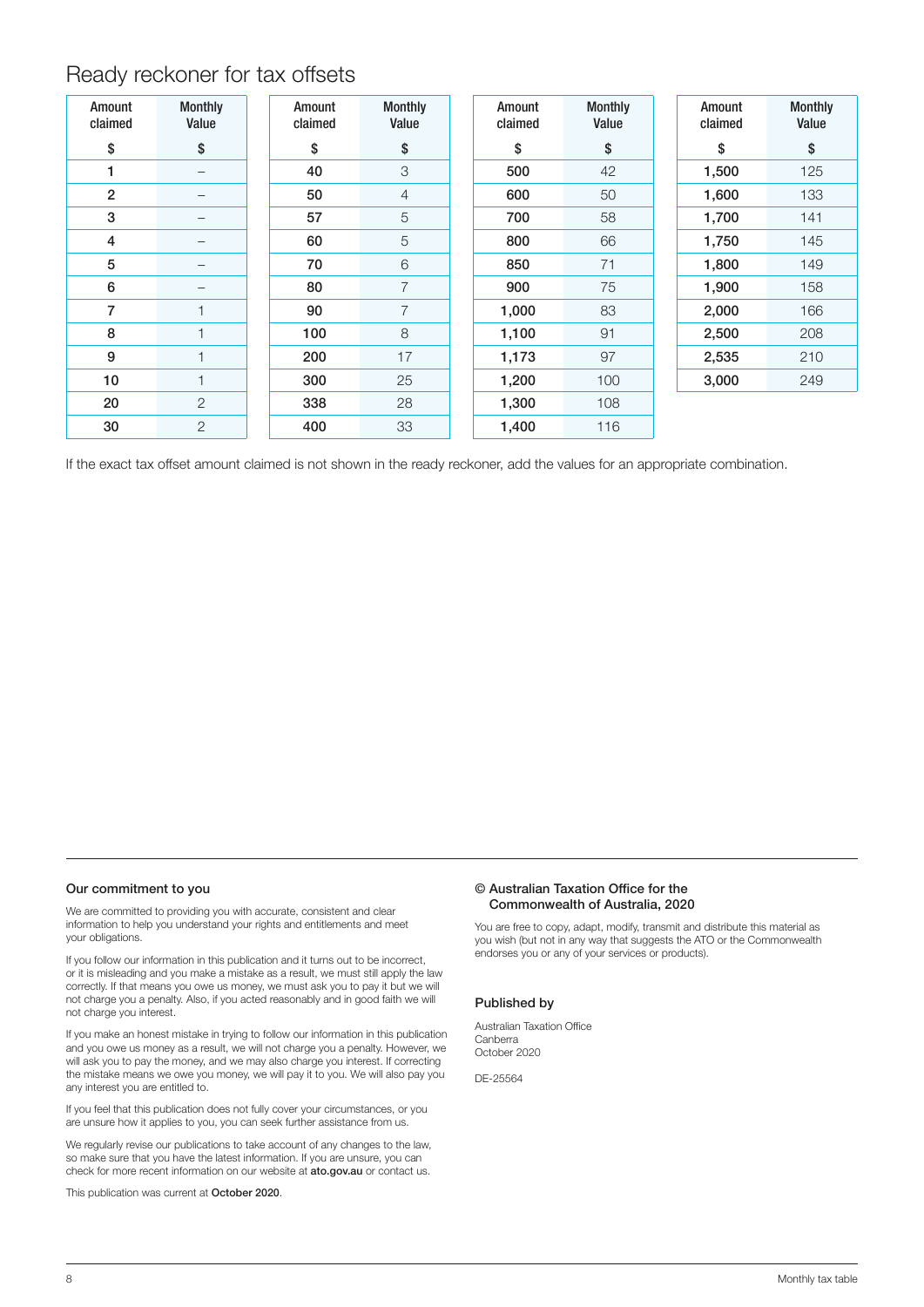# Ready reckoner for tax offsets

| Amount claimed $ | Monthly Value $ |
|---|---|
| 1 | – |
| 2 | – |
| 3 | – |
| 4 | – |
| 5 | – |
| 6 | – |
| 7 | 1 |
| 8 | 1 |
| 9 | 1 |
| 10 | 1 |
| 20 | 2 |
| 30 | 2 |

| Amount claimed $ | Monthly Value $ |
|---|---|
| 40 | 3 |
| 50 | 4 |
| 57 | 5 |
| 60 | 5 |
| 70 | 6 |
| 80 | 7 |
| 90 | 7 |
| 100 | 8 |
| 200 | 17 |
| 300 | 25 |
| 338 | 28 |
| 400 | 33 |

| Amount claimed $ | Monthly Value $ |
|---|---|
| 500 | 42 |
| 600 | 50 |
| 700 | 58 |
| 800 | 66 |
| 850 | 71 |
| 900 | 75 |
| 1,000 | 83 |
| 1,100 | 91 |
| 1,173 | 97 |
| 1,200 | 100 |
| 1,300 | 108 |
| 1,400 | 116 |

| Amount claimed $ | Monthly Value $ |
|---|---|
| 1,500 | 125 |
| 1,600 | 133 |
| 1,700 | 141 |
| 1,750 | 145 |
| 1,800 | 149 |
| 1,900 | 158 |
| 2,000 | 166 |
| 2,500 | 208 |
| 2,535 | 210 |
| 3,000 | 249 |

If the exact tax offset amount claimed is not shown in the ready reckoner, add the values for an appropriate combination.

### Our commitment to you

We are committed to providing you with accurate, consistent and clear information to help you understand your rights and entitlements and meet your obligations.

If you follow our information in this publication and it turns out to be incorrect, or it is misleading and you make a mistake as a result, we must still apply the law correctly. If that means you owe us money, we must ask you to pay it but we will not charge you a penalty. Also, if you acted reasonably and in good faith we will not charge you interest.

If you make an honest mistake in trying to follow our information in this publication and you owe us money as a result, we will not charge you a penalty. However, we will ask you to pay the money, and we may also charge you interest. If correcting the mistake means we owe you money, we will pay it to you. We will also pay you any interest you are entitled to.

If you feel that this publication does not fully cover your circumstances, or you are unsure how it applies to you, you can seek further assistance from us.

We regularly revise our publications to take account of any changes to the law, so make sure that you have the latest information. If you are unsure, you can check for more recent information on our website at **ato.gov.au** or contact us.

This publication was current at **October 2020**.

### © Australian Taxation Office for the Commonwealth of Australia, 2020

You are free to copy, adapt, modify, transmit and distribute this material as you wish (but not in any way that suggests the ATO or the Commonwealth endorses you or any of your services or products).

### Published by

Australian Taxation Office
Canberra
October 2020

DE-25564